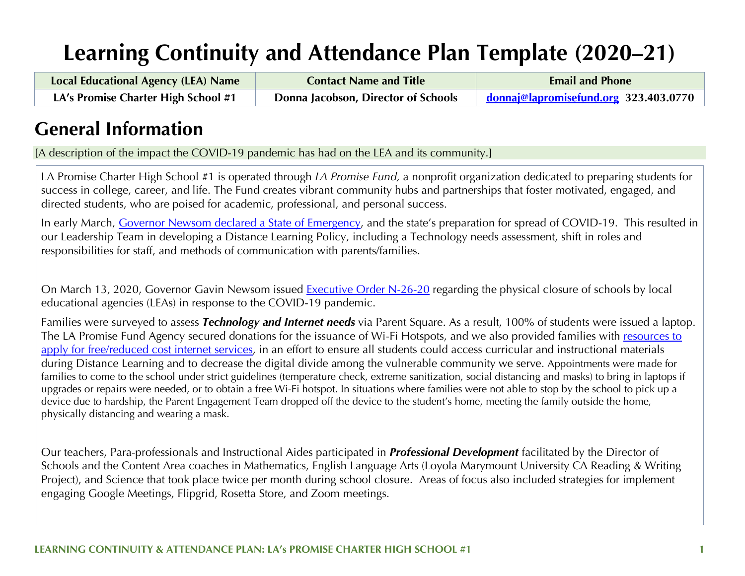# Learning Continuity and Attendance Plan Template (2020–21)

| Local Educational Agency (LEA) Name | Contact Name and Title | Email and Phone |
|---|---|---|
| LA's Promise Charter High School #1 | Donna Jacobson, Director of Schools | donnaj@lapromisefund.org 323.403.0770 |

## General Information

[A description of the impact the COVID-19 pandemic has had on the LEA and its community.]

LA Promise Charter High School #1 is operated through *LA Promise Fund,* a nonprofit organization dedicated to preparing students for success in college, career, and life. The Fund creates vibrant community hubs and partnerships that foster motivated, engaged, and directed students, who are poised for academic, professional, and personal success.

In early March, Governor Newsom declared a State of Emergency, and the state's preparation for spread of COVID-19. This resulted in our Leadership Team in developing a Distance Learning Policy, including a Technology needs assessment, shift in roles and responsibilities for staff, and methods of communication with parents/families.

On March 13, 2020, Governor Gavin Newsom issued Executive Order N-26-20 regarding the physical closure of schools by local educational agencies (LEAs) in response to the COVID-19 pandemic.

Families were surveyed to assess ***Technology and Internet needs*** via Parent Square. As a result, 100% of students were issued a laptop. The LA Promise Fund Agency secured donations for the issuance of Wi-Fi Hotspots, and we also provided families with resources to apply for free/reduced cost internet services, in an effort to ensure all students could access curricular and instructional materials during Distance Learning and to decrease the digital divide among the vulnerable community we serve. Appointments were made for families to come to the school under strict guidelines (temperature check, extreme sanitization, social distancing and masks) to bring in laptops if upgrades or repairs were needed, or to obtain a free Wi-Fi hotspot. In situations where families were not able to stop by the school to pick up a device due to hardship, the Parent Engagement Team dropped off the device to the student's home, meeting the family outside the home, physically distancing and wearing a mask.

Our teachers, Para-professionals and Instructional Aides participated in ***Professional Development*** facilitated by the Director of Schools and the Content Area coaches in Mathematics, English Language Arts (Loyola Marymount University CA Reading & Writing Project), and Science that took place twice per month during school closure. Areas of focus also included strategies for implement engaging Google Meetings, Flipgrid, Rosetta Store, and Zoom meetings.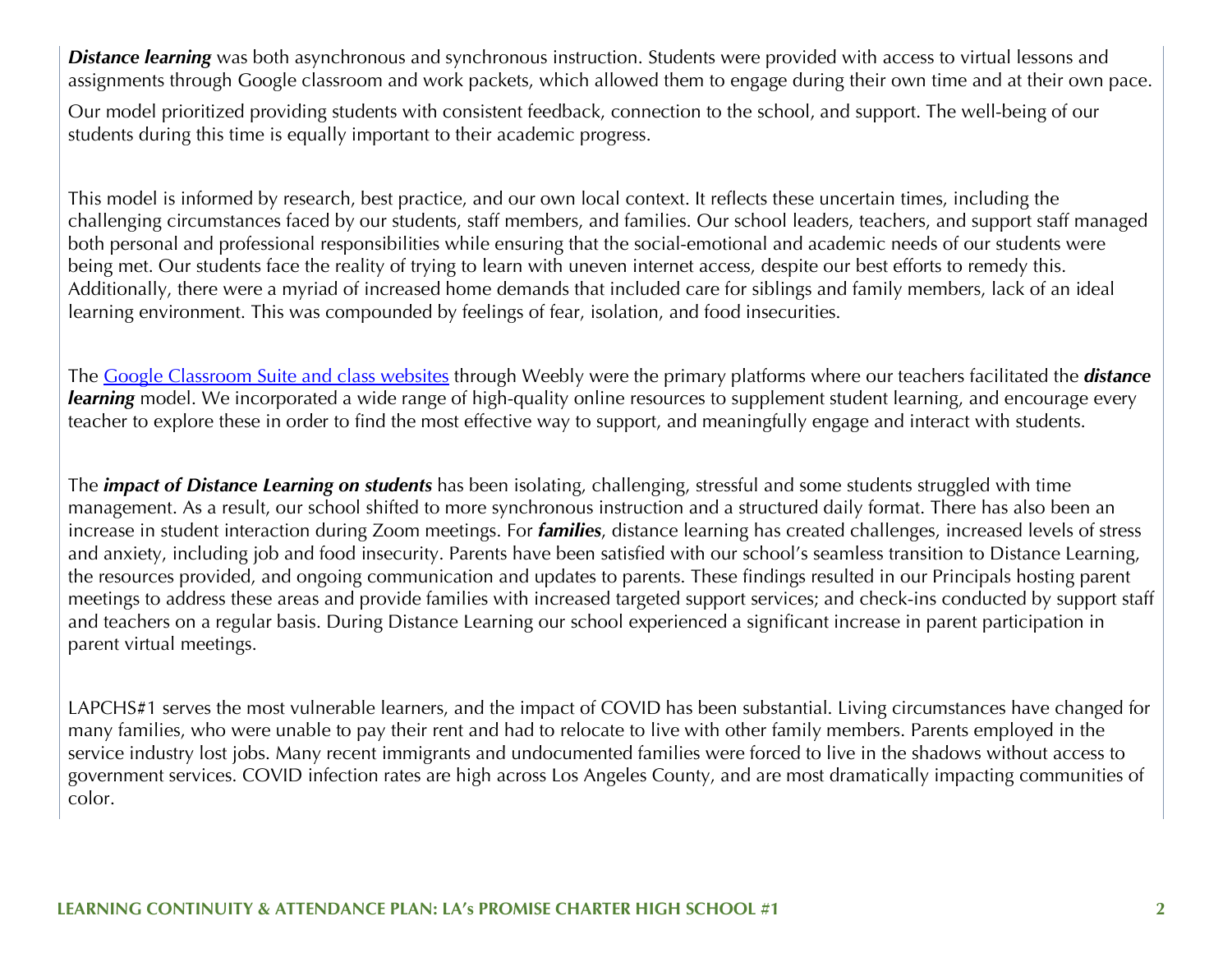***Distance learning*** was both asynchronous and synchronous instruction. Students were provided with access to virtual lessons and assignments through Google classroom and work packets, which allowed them to engage during their own time and at their own pace.

Our model prioritized providing students with consistent feedback, connection to the school, and support. The well-being of our students during this time is equally important to their academic progress.

This model is informed by research, best practice, and our own local context. It reflects these uncertain times, including the challenging circumstances faced by our students, staff members, and families. Our school leaders, teachers, and support staff managed both personal and professional responsibilities while ensuring that the social-emotional and academic needs of our students were being met. Our students face the reality of trying to learn with uneven internet access, despite our best efforts to remedy this. Additionally, there were a myriad of increased home demands that included care for siblings and family members, lack of an ideal learning environment. This was compounded by feelings of fear, isolation, and food insecurities.

The Google Classroom Suite and class websites through Weebly were the primary platforms where our teachers facilitated the ***distance learning*** model. We incorporated a wide range of high-quality online resources to supplement student learning, and encourage every teacher to explore these in order to find the most effective way to support, and meaningfully engage and interact with students.

The ***impact of Distance Learning on students*** has been isolating, challenging, stressful and some students struggled with time management. As a result, our school shifted to more synchronous instruction and a structured daily format. There has also been an increase in student interaction during Zoom meetings. For ***families***, distance learning has created challenges, increased levels of stress and anxiety, including job and food insecurity. Parents have been satisfied with our school's seamless transition to Distance Learning, the resources provided, and ongoing communication and updates to parents. These findings resulted in our Principals hosting parent meetings to address these areas and provide families with increased targeted support services; and check-ins conducted by support staff and teachers on a regular basis. During Distance Learning our school experienced a significant increase in parent participation in parent virtual meetings.

LAPCHS#1 serves the most vulnerable learners, and the impact of COVID has been substantial. Living circumstances have changed for many families, who were unable to pay their rent and had to relocate to live with other family members. Parents employed in the service industry lost jobs. Many recent immigrants and undocumented families were forced to live in the shadows without access to government services. COVID infection rates are high across Los Angeles County, and are most dramatically impacting communities of color.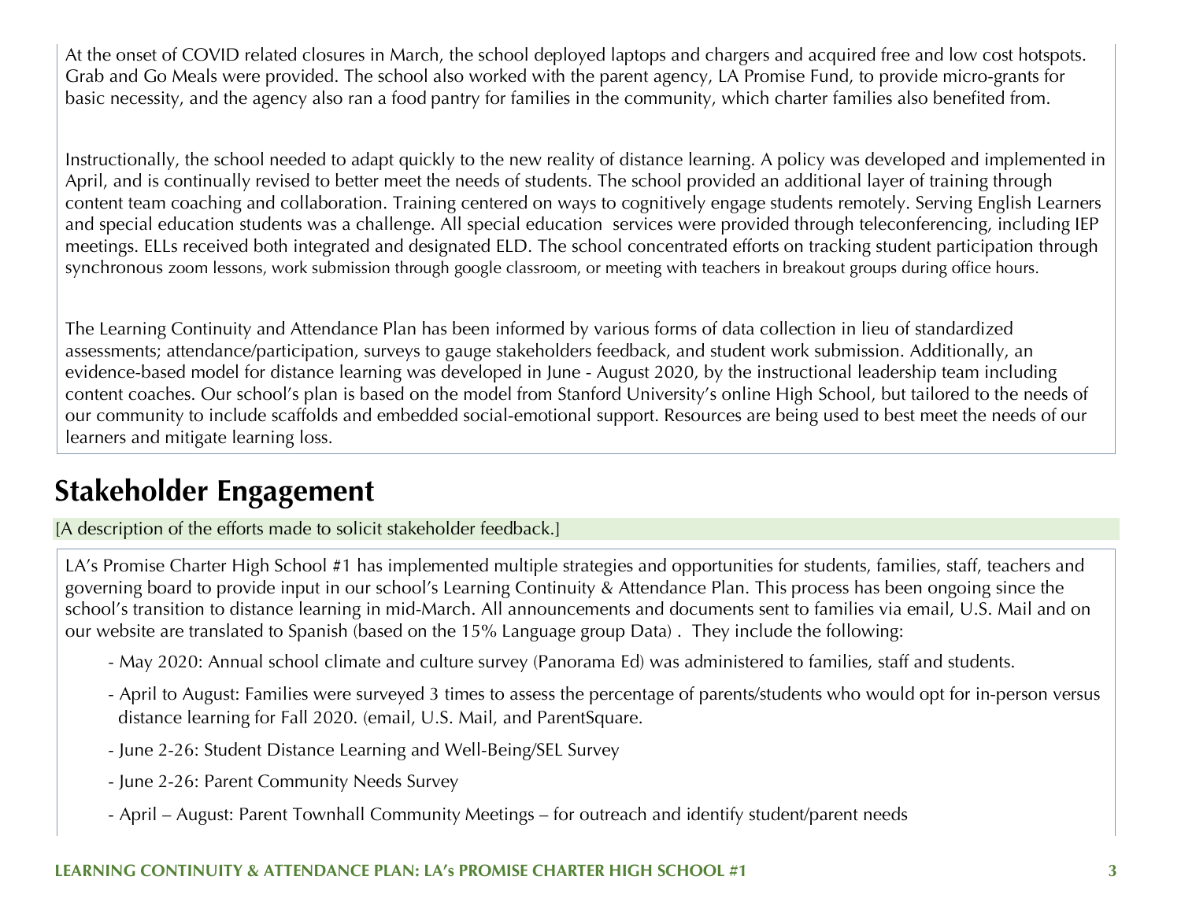At the onset of COVID related closures in March, the school deployed laptops and chargers and acquired free and low cost hotspots. Grab and Go Meals were provided. The school also worked with the parent agency, LA Promise Fund, to provide micro-grants for basic necessity, and the agency also ran a food pantry for families in the community, which charter families also benefited from.

Instructionally, the school needed to adapt quickly to the new reality of distance learning. A policy was developed and implemented in April, and is continually revised to better meet the needs of students. The school provided an additional layer of training through content team coaching and collaboration. Training centered on ways to cognitively engage students remotely. Serving English Learners and special education students was a challenge. All special education services were provided through teleconferencing, including IEP meetings. ELLs received both integrated and designated ELD. The school concentrated efforts on tracking student participation through synchronous zoom lessons, work submission through google classroom, or meeting with teachers in breakout groups during office hours.

The Learning Continuity and Attendance Plan has been informed by various forms of data collection in lieu of standardized assessments; attendance/participation, surveys to gauge stakeholders feedback, and student work submission. Additionally, an evidence-based model for distance learning was developed in June - August 2020, by the instructional leadership team including content coaches. Our school's plan is based on the model from Stanford University's online High School, but tailored to the needs of our community to include scaffolds and embedded social-emotional support. Resources are being used to best meet the needs of our learners and mitigate learning loss.

## Stakeholder Engagement

[A description of the efforts made to solicit stakeholder feedback.]

LA's Promise Charter High School #1 has implemented multiple strategies and opportunities for students, families, staff, teachers and governing board to provide input in our school's Learning Continuity & Attendance Plan. This process has been ongoing since the school's transition to distance learning in mid-March. All announcements and documents sent to families via email, U.S. Mail and on our website are translated to Spanish (based on the 15% Language group Data) . They include the following:

- May 2020: Annual school climate and culture survey (Panorama Ed) was administered to families, staff and students.
- April to August: Families were surveyed 3 times to assess the percentage of parents/students who would opt for in-person versus distance learning for Fall 2020. (email, U.S. Mail, and ParentSquare.
- June 2-26: Student Distance Learning and Well-Being/SEL Survey
- June 2-26: Parent Community Needs Survey
- April – August: Parent Townhall Community Meetings – for outreach and identify student/parent needs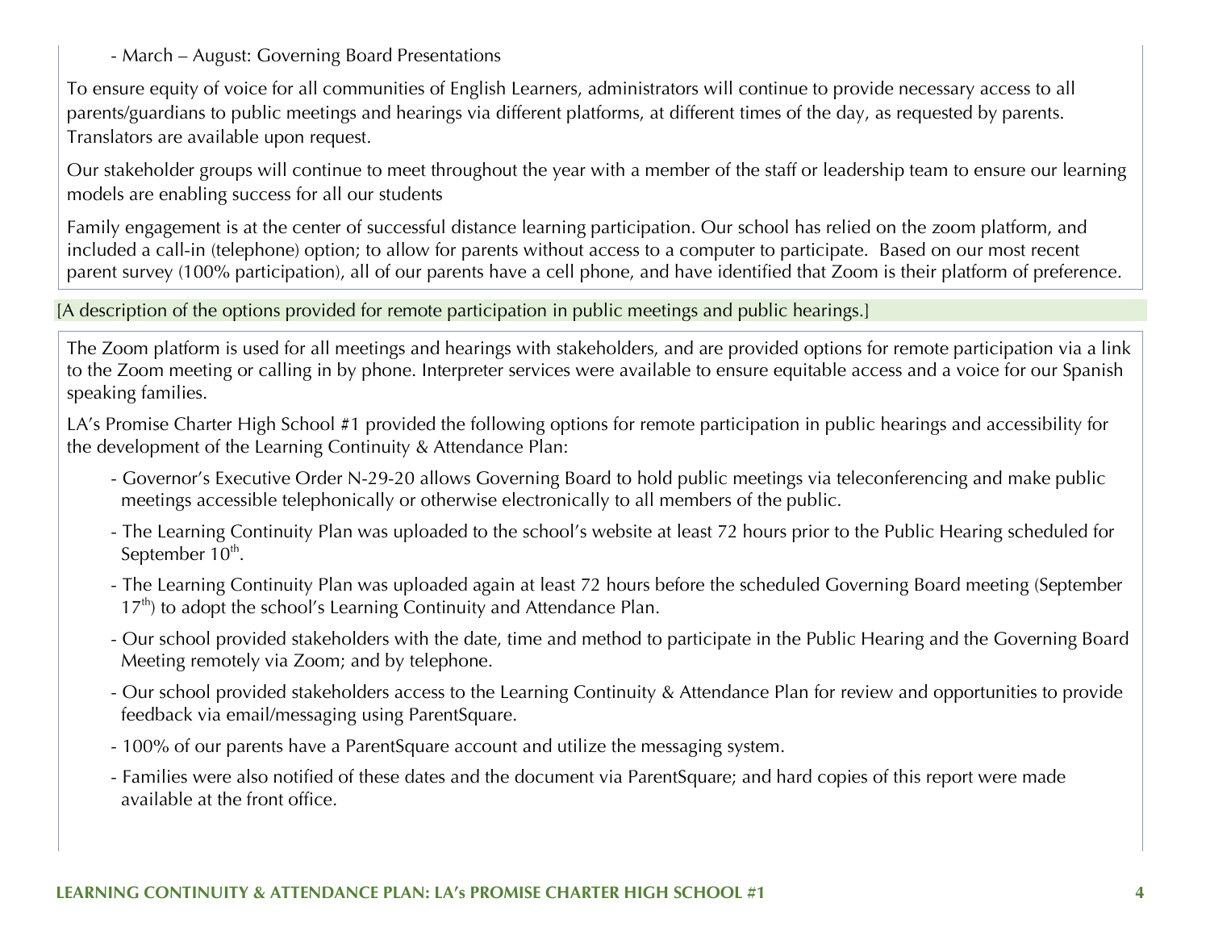- March – August: Governing Board Presentations

To ensure equity of voice for all communities of English Learners, administrators will continue to provide necessary access to all parents/guardians to public meetings and hearings via different platforms, at different times of the day, as requested by parents. Translators are available upon request.

Our stakeholder groups will continue to meet throughout the year with a member of the staff or leadership team to ensure our learning models are enabling success for all our students

Family engagement is at the center of successful distance learning participation. Our school has relied on the zoom platform, and included a call-in (telephone) option; to allow for parents without access to a computer to participate. Based on our most recent parent survey (100% participation), all of our parents have a cell phone, and have identified that Zoom is their platform of preference.

[A description of the options provided for remote participation in public meetings and public hearings.]

The Zoom platform is used for all meetings and hearings with stakeholders, and are provided options for remote participation via a link to the Zoom meeting or calling in by phone. Interpreter services were available to ensure equitable access and a voice for our Spanish speaking families.

LA's Promise Charter High School #1 provided the following options for remote participation in public hearings and accessibility for the development of the Learning Continuity & Attendance Plan:

- Governor's Executive Order N-29-20 allows Governing Board to hold public meetings via teleconferencing and make public meetings accessible telephonically or otherwise electronically to all members of the public.
- The Learning Continuity Plan was uploaded to the school's website at least 72 hours prior to the Public Hearing scheduled for September 10th.
- The Learning Continuity Plan was uploaded again at least 72 hours before the scheduled Governing Board meeting (September 17th) to adopt the school's Learning Continuity and Attendance Plan.
- Our school provided stakeholders with the date, time and method to participate in the Public Hearing and the Governing Board Meeting remotely via Zoom; and by telephone.
- Our school provided stakeholders access to the Learning Continuity & Attendance Plan for review and opportunities to provide feedback via email/messaging using ParentSquare.
- 100% of our parents have a ParentSquare account and utilize the messaging system.
- Families were also notified of these dates and the document via ParentSquare; and hard copies of this report were made available at the front office.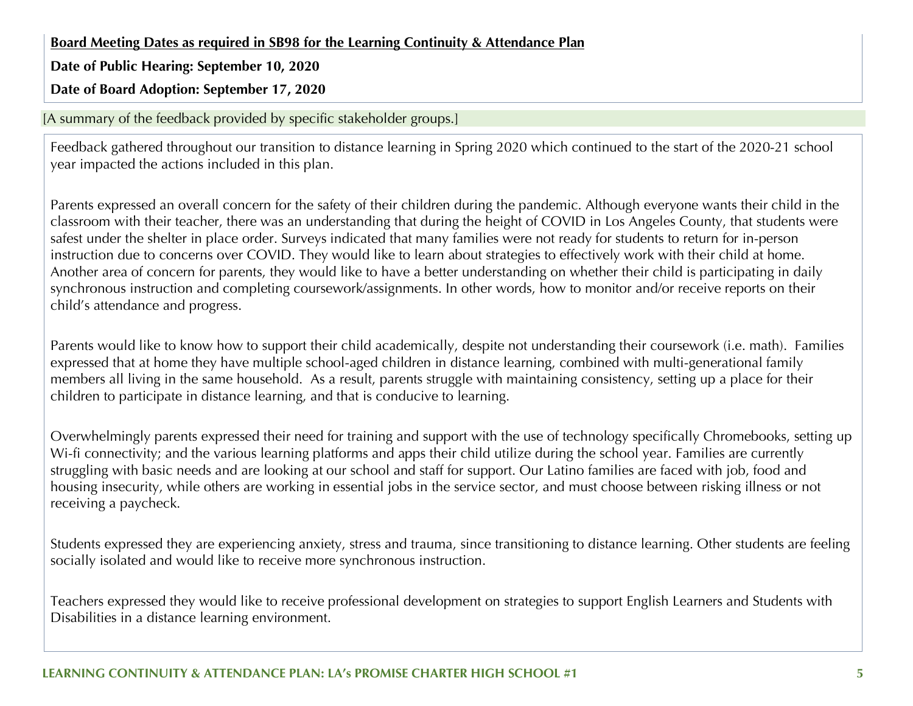**Board Meeting Dates as required in SB98 for the Learning Continuity & Attendance Plan**

**Date of Public Hearing: September 10, 2020**

**Date of Board Adoption: September 17, 2020**

[A summary of the feedback provided by specific stakeholder groups.]

Feedback gathered throughout our transition to distance learning in Spring 2020 which continued to the start of the 2020-21 school year impacted the actions included in this plan.

Parents expressed an overall concern for the safety of their children during the pandemic. Although everyone wants their child in the classroom with their teacher, there was an understanding that during the height of COVID in Los Angeles County, that students were safest under the shelter in place order. Surveys indicated that many families were not ready for students to return for in-person instruction due to concerns over COVID. They would like to learn about strategies to effectively work with their child at home. Another area of concern for parents, they would like to have a better understanding on whether their child is participating in daily synchronous instruction and completing coursework/assignments. In other words, how to monitor and/or receive reports on their child's attendance and progress.

Parents would like to know how to support their child academically, despite not understanding their coursework (i.e. math). Families expressed that at home they have multiple school-aged children in distance learning, combined with multi-generational family members all living in the same household. As a result, parents struggle with maintaining consistency, setting up a place for their children to participate in distance learning, and that is conducive to learning.

Overwhelmingly parents expressed their need for training and support with the use of technology specifically Chromebooks, setting up Wi-fi connectivity; and the various learning platforms and apps their child utilize during the school year. Families are currently struggling with basic needs and are looking at our school and staff for support. Our Latino families are faced with job, food and housing insecurity, while others are working in essential jobs in the service sector, and must choose between risking illness or not receiving a paycheck.

Students expressed they are experiencing anxiety, stress and trauma, since transitioning to distance learning. Other students are feeling socially isolated and would like to receive more synchronous instruction.

Teachers expressed they would like to receive professional development on strategies to support English Learners and Students with Disabilities in a distance learning environment.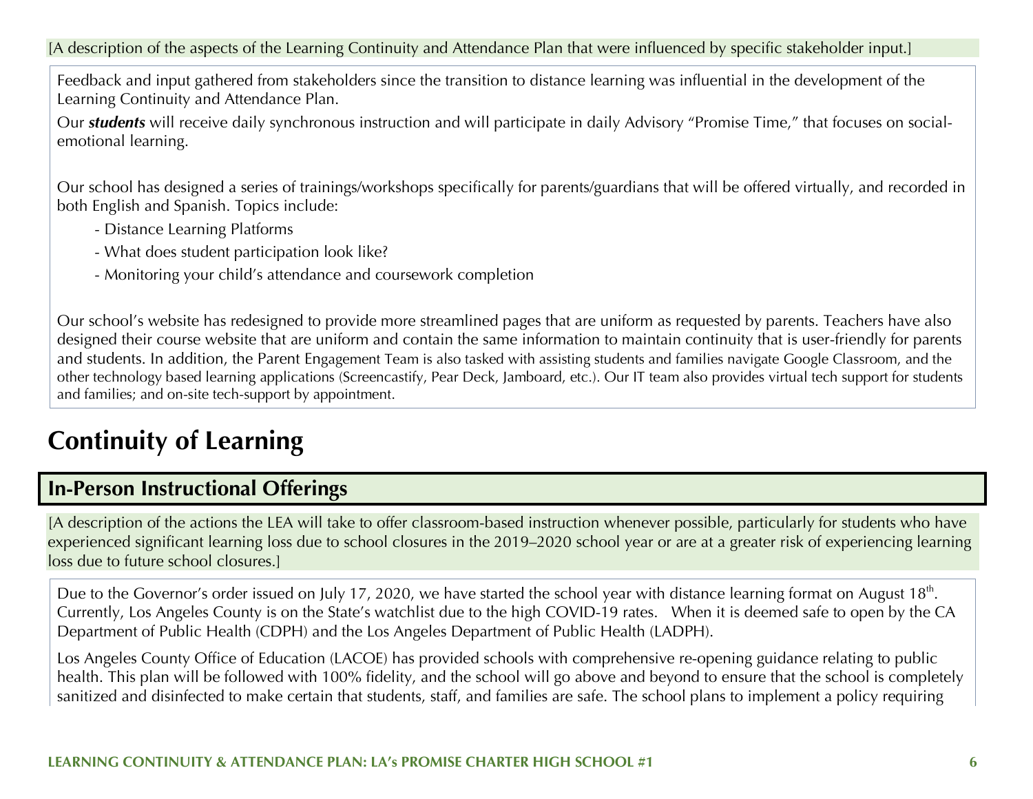[A description of the aspects of the Learning Continuity and Attendance Plan that were influenced by specific stakeholder input.]

Feedback and input gathered from stakeholders since the transition to distance learning was influential in the development of the Learning Continuity and Attendance Plan.

Our ***students*** will receive daily synchronous instruction and will participate in daily Advisory "Promise Time," that focuses on social-emotional learning.

Our school has designed a series of trainings/workshops specifically for parents/guardians that will be offered virtually, and recorded in both English and Spanish. Topics include:

- Distance Learning Platforms
- What does student participation look like?
- Monitoring your child's attendance and coursework completion

Our school's website has redesigned to provide more streamlined pages that are uniform as requested by parents. Teachers have also designed their course website that are uniform and contain the same information to maintain continuity that is user-friendly for parents and students. In addition, the Parent Engagement Team is also tasked with assisting students and families navigate Google Classroom, and the other technology based learning applications (Screencastify, Pear Deck, Jamboard, etc.). Our IT team also provides virtual tech support for students and families; and on-site tech-support by appointment.

# Continuity of Learning

## In-Person Instructional Offerings

[A description of the actions the LEA will take to offer classroom-based instruction whenever possible, particularly for students who have experienced significant learning loss due to school closures in the 2019–2020 school year or are at a greater risk of experiencing learning loss due to future school closures.]

Due to the Governor's order issued on July 17, 2020, we have started the school year with distance learning format on August 18th. Currently, Los Angeles County is on the State's watchlist due to the high COVID-19 rates. When it is deemed safe to open by the CA Department of Public Health (CDPH) and the Los Angeles Department of Public Health (LADPH).

Los Angeles County Office of Education (LACOE) has provided schools with comprehensive re-opening guidance relating to public health. This plan will be followed with 100% fidelity, and the school will go above and beyond to ensure that the school is completely sanitized and disinfected to make certain that students, staff, and families are safe. The school plans to implement a policy requiring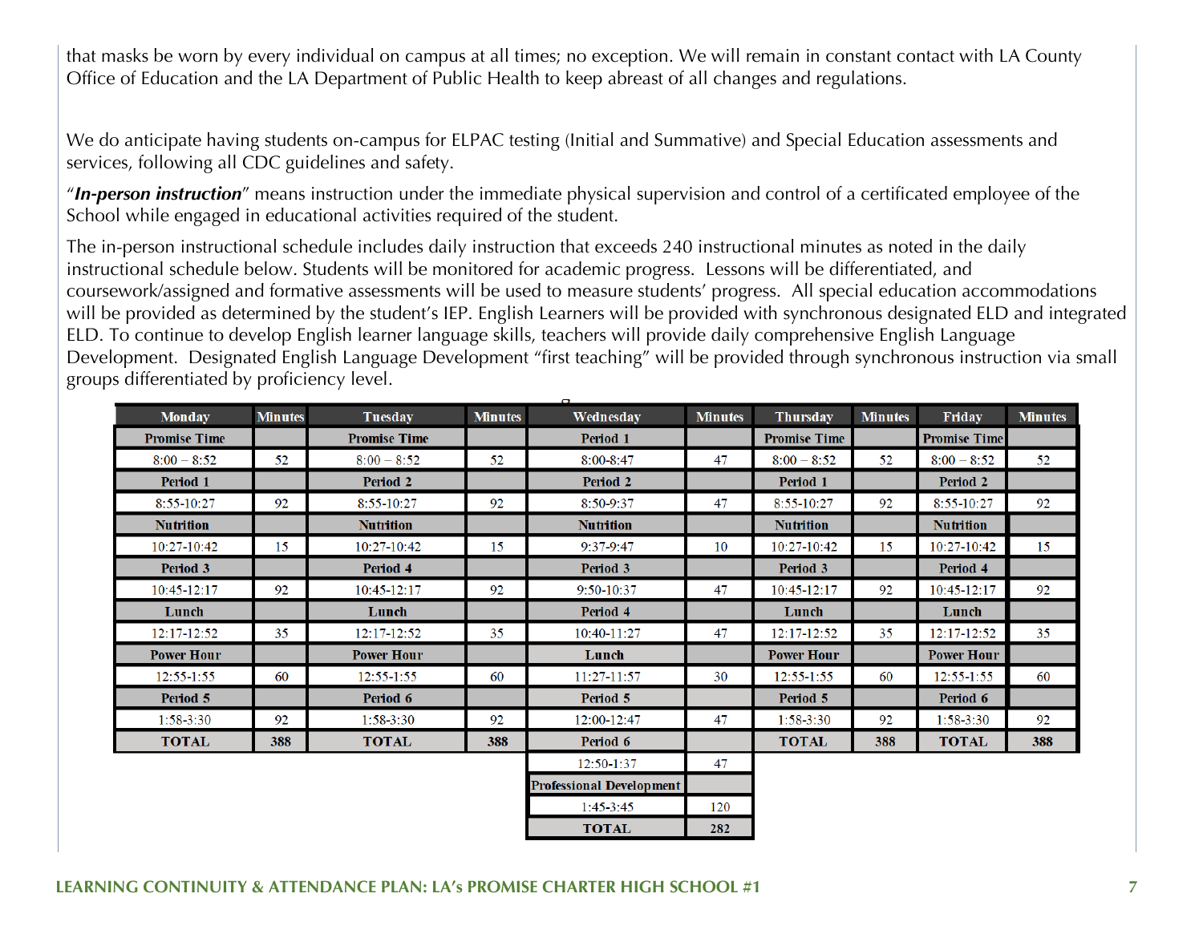that masks be worn by every individual on campus at all times; no exception. We will remain in constant contact with LA County Office of Education and the LA Department of Public Health to keep abreast of all changes and regulations.

We do anticipate having students on-campus for ELPAC testing (Initial and Summative) and Special Education assessments and services, following all CDC guidelines and safety.

"***In-person instruction***" means instruction under the immediate physical supervision and control of a certificated employee of the School while engaged in educational activities required of the student.

The in-person instructional schedule includes daily instruction that exceeds 240 instructional minutes as noted in the daily instructional schedule below. Students will be monitored for academic progress. Lessons will be differentiated, and coursework/assigned and formative assessments will be used to measure students' progress. All special education accommodations will be provided as determined by the student's IEP. English Learners will be provided with synchronous designated ELD and integrated ELD. To continue to develop English learner language skills, teachers will provide daily comprehensive English Language Development. Designated English Language Development "first teaching" will be provided through synchronous instruction via small groups differentiated by proficiency level.

| Monday | Minutes | Tuesday | Minutes | Wednesday | Minutes | Thursday | Minutes | Friday | Minutes |
|---|---|---|---|---|---|---|---|---|---|
| **Promise Time** | | **Promise Time** | | **Period 1** | | **Promise Time** | | **Promise Time** | |
| 8:00 – 8:52 | 52 | 8:00 – 8:52 | 52 | 8:00-8:47 | 47 | 8:00 – 8:52 | 52 | 8:00 – 8:52 | 52 |
| **Period 1** | | **Period 2** | | **Period 2** | | **Period 1** | | **Period 2** | |
| 8:55-10:27 | 92 | 8:55-10:27 | 92 | 8:50-9:37 | 47 | 8:55-10:27 | 92 | 8:55-10:27 | 92 |
| **Nutrition** | | **Nutrition** | | **Nutrition** | | **Nutrition** | | **Nutrition** | |
| 10:27-10:42 | 15 | 10:27-10:42 | 15 | 9:37-9:47 | 10 | 10:27-10:42 | 15 | 10:27-10:42 | 15 |
| **Period 3** | | **Period 4** | | **Period 3** | | **Period 3** | | **Period 4** | |
| 10:45-12:17 | 92 | 10:45-12:17 | 92 | 9:50-10:37 | 47 | 10:45-12:17 | 92 | 10:45-12:17 | 92 |
| **Lunch** | | **Lunch** | | **Period 4** | | **Lunch** | | **Lunch** | |
| 12:17-12:52 | 35 | 12:17-12:52 | 35 | 10:40-11:27 | 47 | 12:17-12:52 | 35 | 12:17-12:52 | 35 |
| **Power Hour** | | **Power Hour** | | **Lunch** | | **Power Hour** | | **Power Hour** | |
| 12:55-1:55 | 60 | 12:55-1:55 | 60 | 11:27-11:57 | 30 | 12:55-1:55 | 60 | 12:55-1:55 | 60 |
| **Period 5** | | **Period 6** | | **Period 5** | | **Period 5** | | **Period 6** | |
| 1:58-3:30 | 92 | 1:58-3:30 | 92 | 12:00-12:47 | 47 | 1:58-3:30 | 92 | 1:58-3:30 | 92 |
| **TOTAL** | **388** | **TOTAL** | **388** | **Period 6** | | **TOTAL** | **388** | **TOTAL** | **388** |
| | | | | 12:50-1:37 | 47 | | | | |
| | | | | **Professional Development** | | | | | |
| | | | | 1:45-3:45 | 120 | | | | |
| | | | | **TOTAL** | **282** | | | | |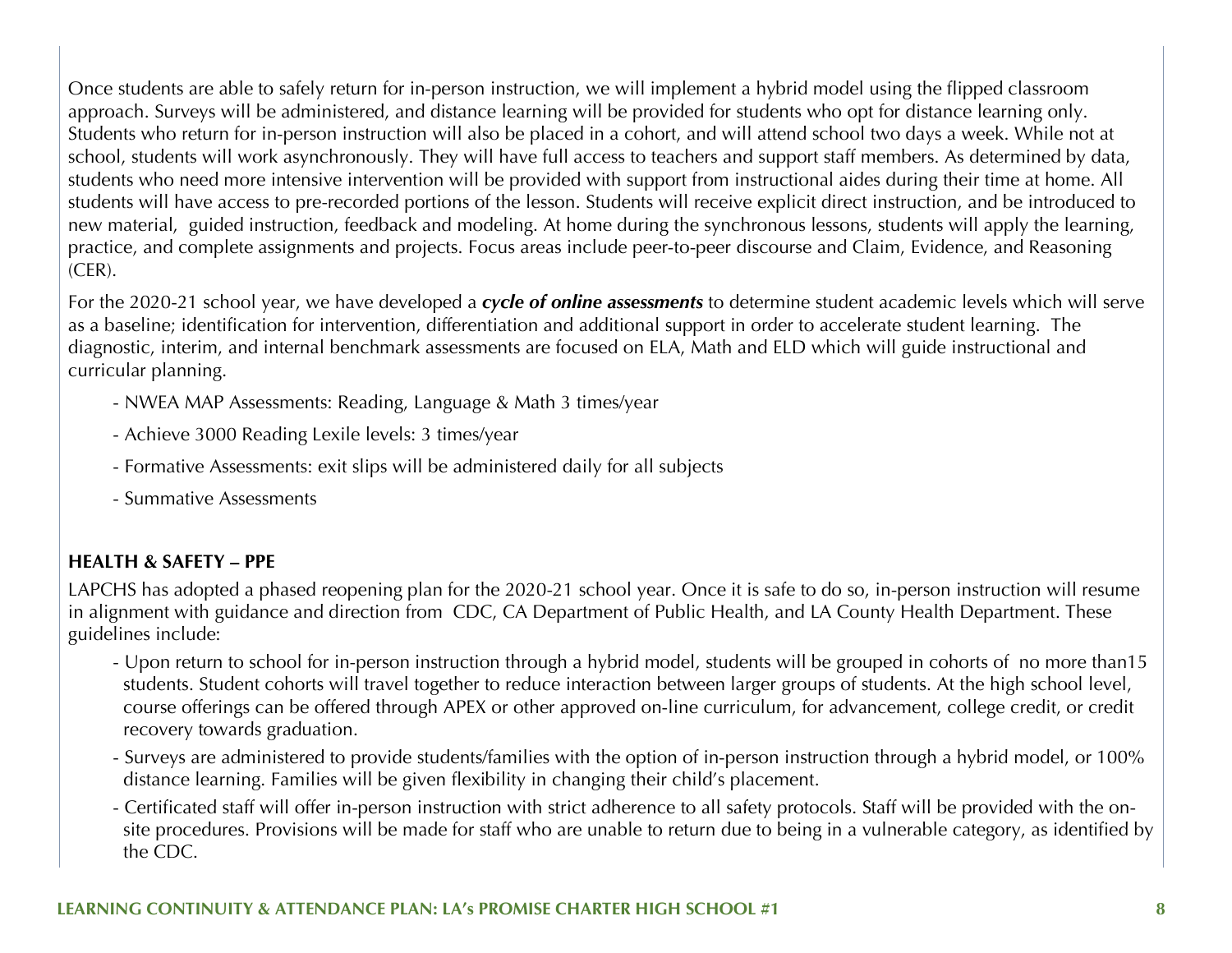Once students are able to safely return for in-person instruction, we will implement a hybrid model using the flipped classroom approach. Surveys will be administered, and distance learning will be provided for students who opt for distance learning only. Students who return for in-person instruction will also be placed in a cohort, and will attend school two days a week. While not at school, students will work asynchronously. They will have full access to teachers and support staff members. As determined by data, students who need more intensive intervention will be provided with support from instructional aides during their time at home. All students will have access to pre-recorded portions of the lesson. Students will receive explicit direct instruction, and be introduced to new material, guided instruction, feedback and modeling. At home during the synchronous lessons, students will apply the learning, practice, and complete assignments and projects. Focus areas include peer-to-peer discourse and Claim, Evidence, and Reasoning (CER).

For the 2020-21 school year, we have developed a ***cycle of online assessments*** to determine student academic levels which will serve as a baseline; identification for intervention, differentiation and additional support in order to accelerate student learning. The diagnostic, interim, and internal benchmark assessments are focused on ELA, Math and ELD which will guide instructional and curricular planning.

- NWEA MAP Assessments: Reading, Language & Math 3 times/year
- Achieve 3000 Reading Lexile levels: 3 times/year
- Formative Assessments: exit slips will be administered daily for all subjects
- Summative Assessments

**HEALTH & SAFETY – PPE**

LAPCHS has adopted a phased reopening plan for the 2020-21 school year. Once it is safe to do so, in-person instruction will resume in alignment with guidance and direction from CDC, CA Department of Public Health, and LA County Health Department. These guidelines include:

- Upon return to school for in-person instruction through a hybrid model, students will be grouped in cohorts of no more than15 students. Student cohorts will travel together to reduce interaction between larger groups of students. At the high school level, course offerings can be offered through APEX or other approved on-line curriculum, for advancement, college credit, or credit recovery towards graduation.
- Surveys are administered to provide students/families with the option of in-person instruction through a hybrid model, or 100% distance learning. Families will be given flexibility in changing their child's placement.
- Certificated staff will offer in-person instruction with strict adherence to all safety protocols. Staff will be provided with the on-site procedures. Provisions will be made for staff who are unable to return due to being in a vulnerable category, as identified by the CDC.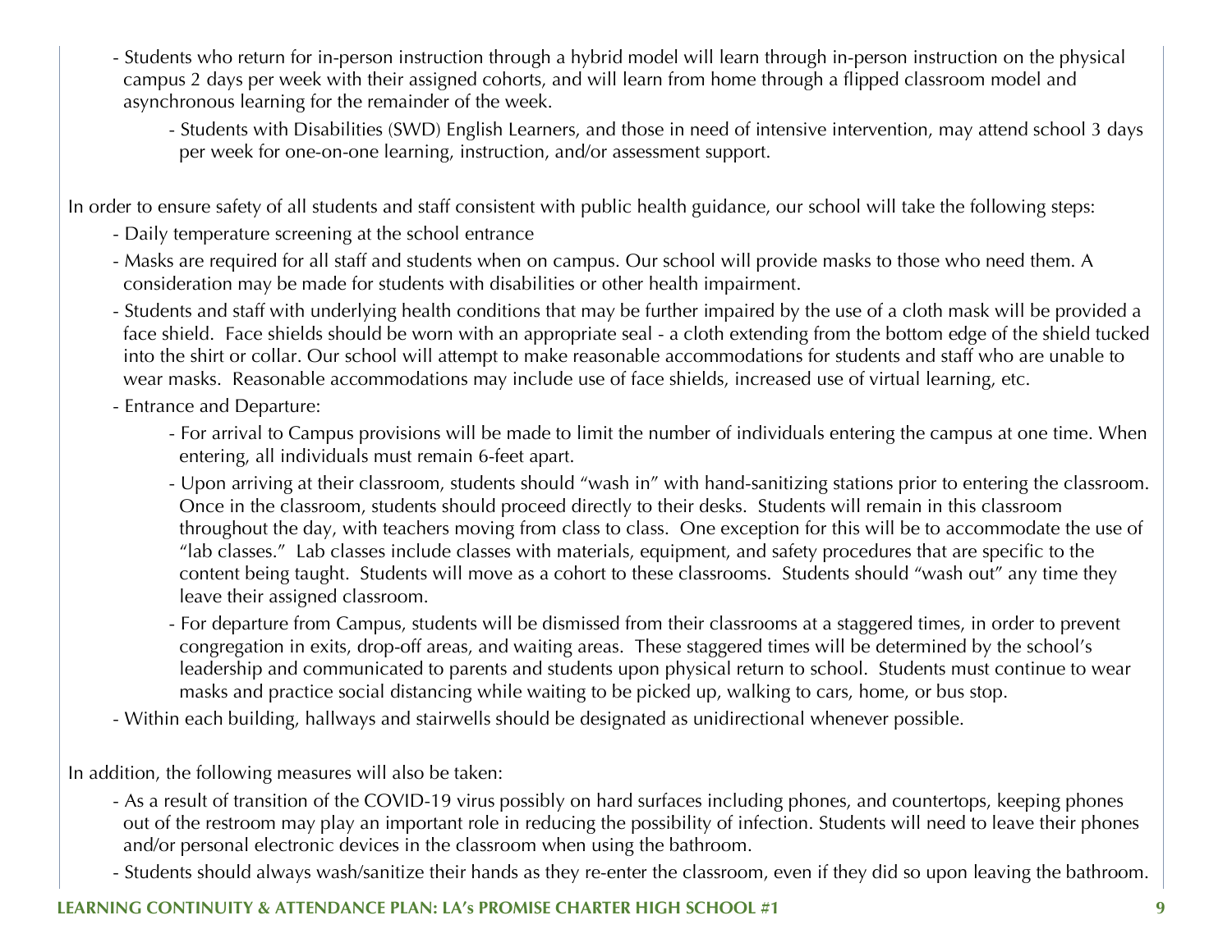- Students who return for in-person instruction through a hybrid model will learn through in-person instruction on the physical campus 2 days per week with their assigned cohorts, and will learn from home through a flipped classroom model and asynchronous learning for the remainder of the week.
    - Students with Disabilities (SWD) English Learners, and those in need of intensive intervention, may attend school 3 days per week for one-on-one learning, instruction, and/or assessment support.

In order to ensure safety of all students and staff consistent with public health guidance, our school will take the following steps:

- Daily temperature screening at the school entrance
- Masks are required for all staff and students when on campus. Our school will provide masks to those who need them. A consideration may be made for students with disabilities or other health impairment.
- Students and staff with underlying health conditions that may be further impaired by the use of a cloth mask will be provided a face shield. Face shields should be worn with an appropriate seal - a cloth extending from the bottom edge of the shield tucked into the shirt or collar. Our school will attempt to make reasonable accommodations for students and staff who are unable to wear masks. Reasonable accommodations may include use of face shields, increased use of virtual learning, etc.
- Entrance and Departure:
    - For arrival to Campus provisions will be made to limit the number of individuals entering the campus at one time. When entering, all individuals must remain 6-feet apart.
    - Upon arriving at their classroom, students should "wash in" with hand-sanitizing stations prior to entering the classroom. Once in the classroom, students should proceed directly to their desks. Students will remain in this classroom throughout the day, with teachers moving from class to class. One exception for this will be to accommodate the use of "lab classes." Lab classes include classes with materials, equipment, and safety procedures that are specific to the content being taught. Students will move as a cohort to these classrooms. Students should "wash out" any time they leave their assigned classroom.
    - For departure from Campus, students will be dismissed from their classrooms at a staggered times, in order to prevent congregation in exits, drop-off areas, and waiting areas. These staggered times will be determined by the school's leadership and communicated to parents and students upon physical return to school. Students must continue to wear masks and practice social distancing while waiting to be picked up, walking to cars, home, or bus stop.
- Within each building, hallways and stairwells should be designated as unidirectional whenever possible.

In addition, the following measures will also be taken:

- As a result of transition of the COVID-19 virus possibly on hard surfaces including phones, and countertops, keeping phones out of the restroom may play an important role in reducing the possibility of infection. Students will need to leave their phones and/or personal electronic devices in the classroom when using the bathroom.
- Students should always wash/sanitize their hands as they re-enter the classroom, even if they did so upon leaving the bathroom.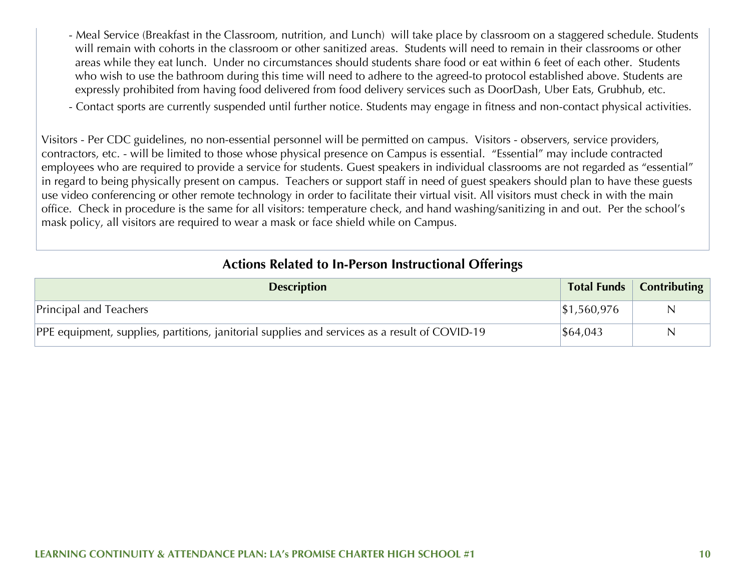- Meal Service (Breakfast in the Classroom, nutrition, and Lunch) will take place by classroom on a staggered schedule. Students will remain with cohorts in the classroom or other sanitized areas. Students will need to remain in their classrooms or other areas while they eat lunch. Under no circumstances should students share food or eat within 6 feet of each other. Students who wish to use the bathroom during this time will need to adhere to the agreed-to protocol established above. Students are expressly prohibited from having food delivered from food delivery services such as DoorDash, Uber Eats, Grubhub, etc.
- Contact sports are currently suspended until further notice. Students may engage in fitness and non-contact physical activities.

Visitors - Per CDC guidelines, no non-essential personnel will be permitted on campus. Visitors - observers, service providers, contractors, etc. - will be limited to those whose physical presence on Campus is essential. "Essential" may include contracted employees who are required to provide a service for students. Guest speakers in individual classrooms are not regarded as "essential" in regard to being physically present on campus. Teachers or support staff in need of guest speakers should plan to have these guests use video conferencing or other remote technology in order to facilitate their virtual visit. All visitors must check in with the main office. Check in procedure is the same for all visitors: temperature check, and hand washing/sanitizing in and out. Per the school's mask policy, all visitors are required to wear a mask or face shield while on Campus.

## Actions Related to In-Person Instructional Offerings

| Description | Total Funds | Contributing |
| --- | --- | --- |
| Principal and Teachers | $1,560,976 | N |
| PPE equipment, supplies, partitions, janitorial supplies and services as a result of COVID-19 | $64,043 | N |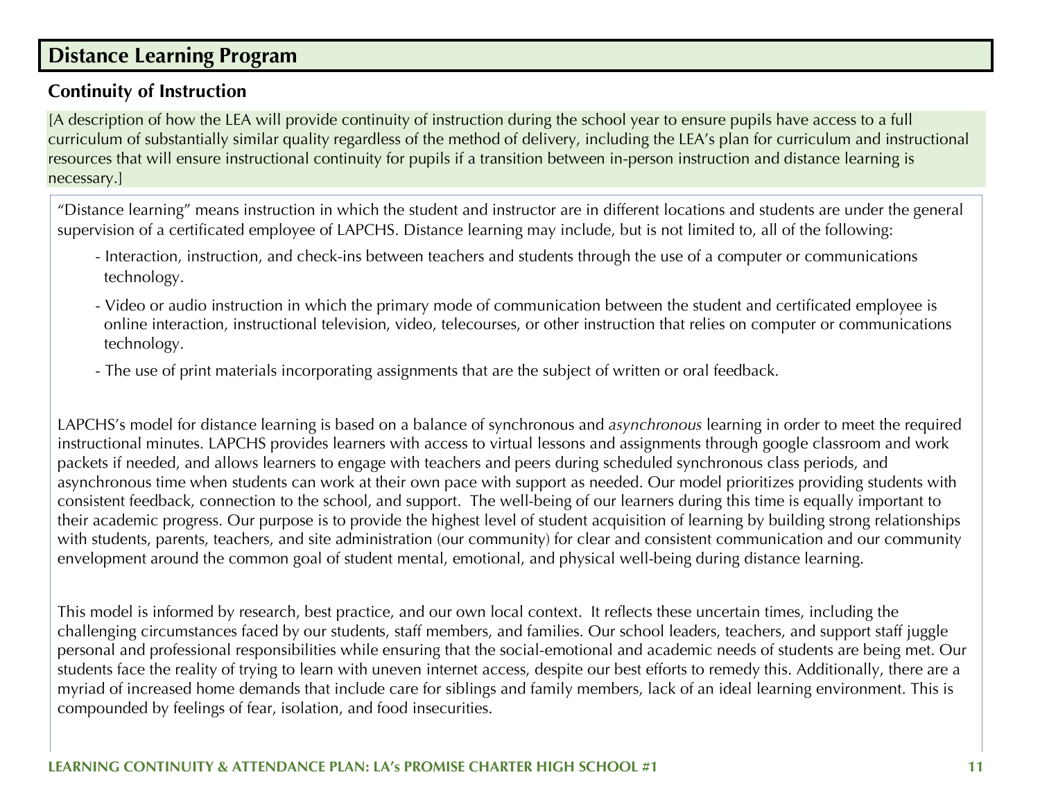## Distance Learning Program

### Continuity of Instruction

[A description of how the LEA will provide continuity of instruction during the school year to ensure pupils have access to a full curriculum of substantially similar quality regardless of the method of delivery, including the LEA's plan for curriculum and instructional resources that will ensure instructional continuity for pupils if a transition between in-person instruction and distance learning is necessary.]

"Distance learning" means instruction in which the student and instructor are in different locations and students are under the general supervision of a certificated employee of LAPCHS. Distance learning may include, but is not limited to, all of the following:

- Interaction, instruction, and check-ins between teachers and students through the use of a computer or communications technology.
- Video or audio instruction in which the primary mode of communication between the student and certificated employee is online interaction, instructional television, video, telecourses, or other instruction that relies on computer or communications technology.
- The use of print materials incorporating assignments that are the subject of written or oral feedback.

LAPCHS's model for distance learning is based on a balance of synchronous and *asynchronous* learning in order to meet the required instructional minutes. LAPCHS provides learners with access to virtual lessons and assignments through google classroom and work packets if needed, and allows learners to engage with teachers and peers during scheduled synchronous class periods, and asynchronous time when students can work at their own pace with support as needed. Our model prioritizes providing students with consistent feedback, connection to the school, and support. The well-being of our learners during this time is equally important to their academic progress. Our purpose is to provide the highest level of student acquisition of learning by building strong relationships with students, parents, teachers, and site administration (our community) for clear and consistent communication and our community envelopment around the common goal of student mental, emotional, and physical well-being during distance learning.

This model is informed by research, best practice, and our own local context. It reflects these uncertain times, including the challenging circumstances faced by our students, staff members, and families. Our school leaders, teachers, and support staff juggle personal and professional responsibilities while ensuring that the social-emotional and academic needs of students are being met. Our students face the reality of trying to learn with uneven internet access, despite our best efforts to remedy this. Additionally, there are a myriad of increased home demands that include care for siblings and family members, lack of an ideal learning environment. This is compounded by feelings of fear, isolation, and food insecurities.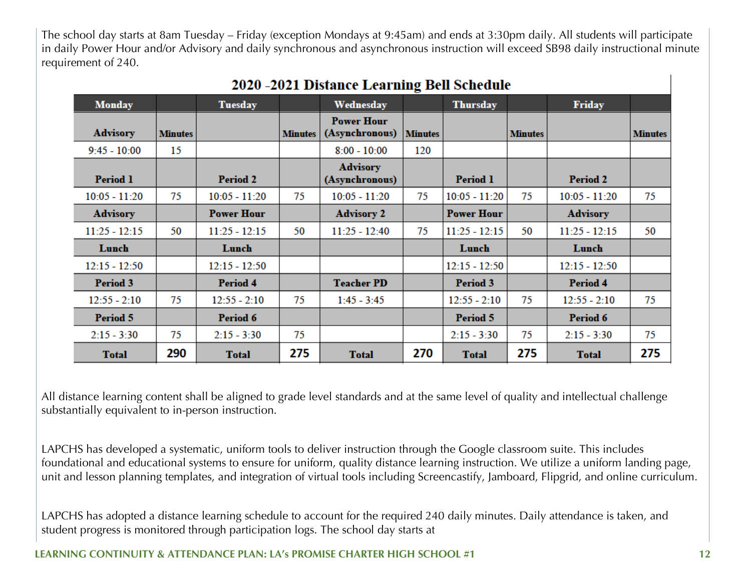The school day starts at 8am Tuesday – Friday (exception Mondays at 9:45am) and ends at 3:30pm daily. All students will participate in daily Power Hour and/or Advisory and daily synchronous and asynchronous instruction will exceed SB98 daily instructional minute requirement of 240.

**2020 -2021 Distance Learning Bell Schedule**

| Monday | | Tuesday | | Wednesday | | Thursday | | Friday | |
|---|---|---|---|---|---|---|---|---|---|
| **Advisory** | **Minutes** | | **Minutes** | **Power Hour (Asynchronous)** | **Minutes** | | **Minutes** | | **Minutes** |
| 9:45 - 10:00 | 15 | | | 8:00 - 10:00 | 120 | | | | |
| **Period 1** | | **Period 2** | | **Advisory (Asynchronous)** | | **Period 1** | | **Period 2** | |
| 10:05 - 11:20 | 75 | 10:05 - 11:20 | 75 | 10:05 - 11:20 | 75 | 10:05 - 11:20 | 75 | 10:05 - 11:20 | 75 |
| **Advisory** | | **Power Hour** | | **Advisory 2** | | **Power Hour** | | **Advisory** | |
| 11:25 - 12:15 | 50 | 11:25 - 12:15 | 50 | 11:25 - 12:40 | 75 | 11:25 - 12:15 | 50 | 11:25 - 12:15 | 50 |
| **Lunch** | | **Lunch** | | | | **Lunch** | | **Lunch** | |
| 12:15 - 12:50 | | 12:15 - 12:50 | | | | 12:15 - 12:50 | | 12:15 - 12:50 | |
| **Period 3** | | **Period 4** | | **Teacher PD** | | **Period 3** | | **Period 4** | |
| 12:55 - 2:10 | 75 | 12:55 - 2:10 | 75 | 1:45 - 3:45 | | 12:55 - 2:10 | 75 | 12:55 - 2:10 | 75 |
| **Period 5** | | **Period 6** | | | | **Period 5** | | **Period 6** | |
| 2:15 - 3:30 | 75 | 2:15 - 3:30 | 75 | | | 2:15 - 3:30 | 75 | 2:15 - 3:30 | 75 |
| **Total** | **290** | **Total** | **275** | **Total** | **270** | **Total** | **275** | **Total** | **275** |

All distance learning content shall be aligned to grade level standards and at the same level of quality and intellectual challenge substantially equivalent to in-person instruction.

LAPCHS has developed a systematic, uniform tools to deliver instruction through the Google classroom suite. This includes foundational and educational systems to ensure for uniform, quality distance learning instruction. We utilize a uniform landing page, unit and lesson planning templates, and integration of virtual tools including Screencastify, Jamboard, Flipgrid, and online curriculum.

LAPCHS has adopted a distance learning schedule to account for the required 240 daily minutes. Daily attendance is taken, and student progress is monitored through participation logs. The school day starts at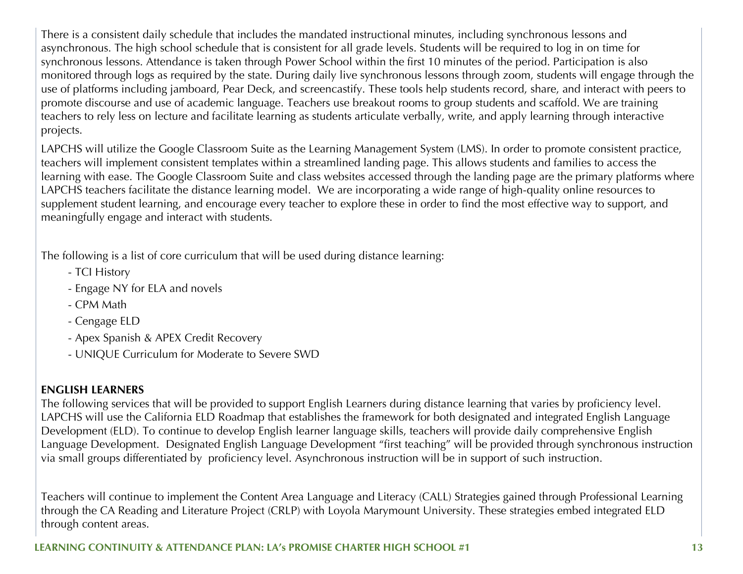There is a consistent daily schedule that includes the mandated instructional minutes, including synchronous lessons and asynchronous. The high school schedule that is consistent for all grade levels. Students will be required to log in on time for synchronous lessons. Attendance is taken through Power School within the first 10 minutes of the period. Participation is also monitored through logs as required by the state. During daily live synchronous lessons through zoom, students will engage through the use of platforms including jamboard, Pear Deck, and screencastify. These tools help students record, share, and interact with peers to promote discourse and use of academic language. Teachers use breakout rooms to group students and scaffold. We are training teachers to rely less on lecture and facilitate learning as students articulate verbally, write, and apply learning through interactive projects.

LAPCHS will utilize the Google Classroom Suite as the Learning Management System (LMS). In order to promote consistent practice, teachers will implement consistent templates within a streamlined landing page. This allows students and families to access the learning with ease. The Google Classroom Suite and class websites accessed through the landing page are the primary platforms where LAPCHS teachers facilitate the distance learning model. We are incorporating a wide range of high-quality online resources to supplement student learning, and encourage every teacher to explore these in order to find the most effective way to support, and meaningfully engage and interact with students.

The following is a list of core curriculum that will be used during distance learning:

- TCI History
- Engage NY for ELA and novels
- CPM Math
- Cengage ELD
- Apex Spanish & APEX Credit Recovery
- UNIQUE Curriculum for Moderate to Severe SWD

**ENGLISH LEARNERS**

The following services that will be provided to support English Learners during distance learning that varies by proficiency level. LAPCHS will use the California ELD Roadmap that establishes the framework for both designated and integrated English Language Development (ELD). To continue to develop English learner language skills, teachers will provide daily comprehensive English Language Development. Designated English Language Development "first teaching" will be provided through synchronous instruction via small groups differentiated by proficiency level. Asynchronous instruction will be in support of such instruction.

Teachers will continue to implement the Content Area Language and Literacy (CALL) Strategies gained through Professional Learning through the CA Reading and Literature Project (CRLP) with Loyola Marymount University. These strategies embed integrated ELD through content areas.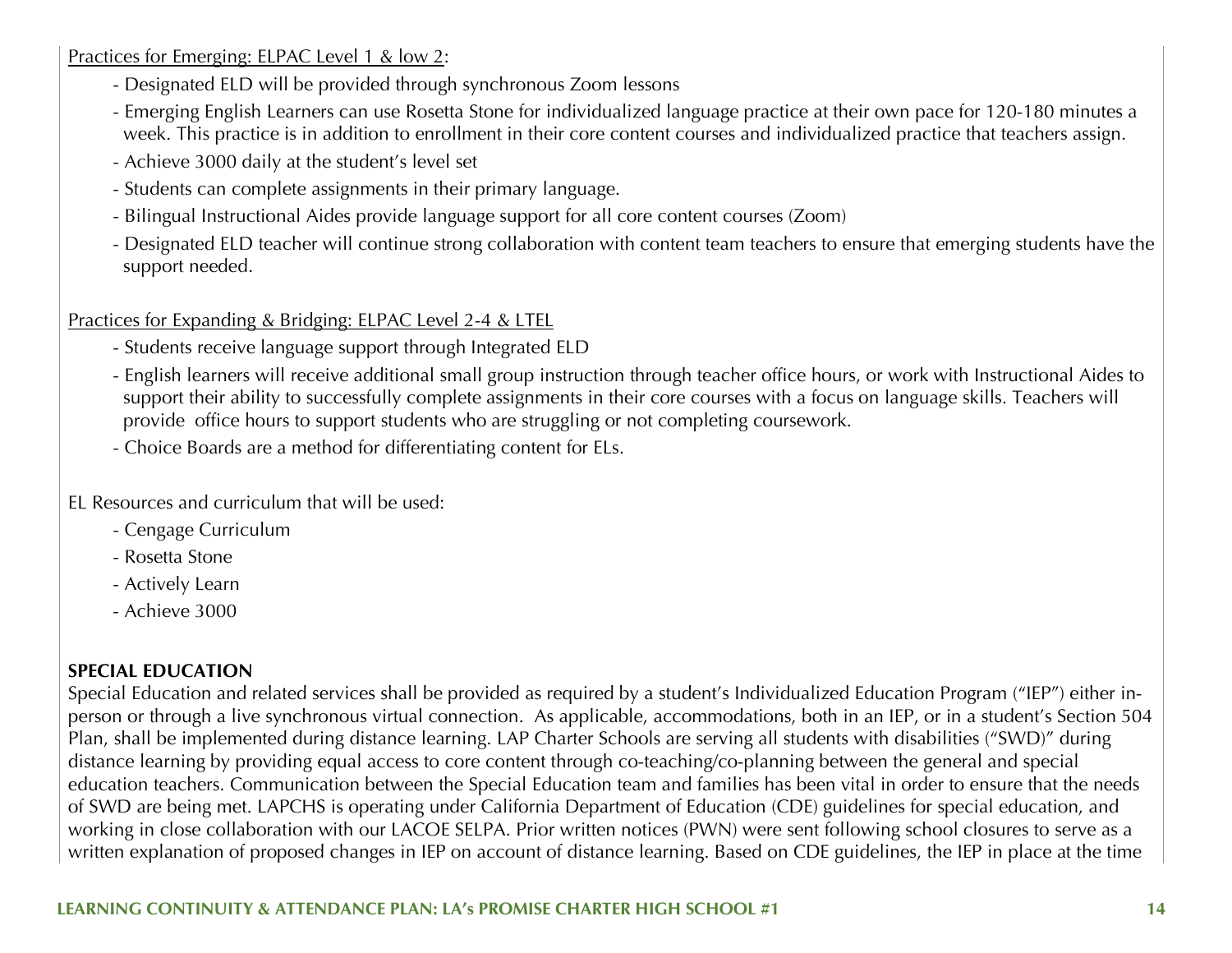Practices for Emerging: ELPAC Level 1 & low 2:

- Designated ELD will be provided through synchronous Zoom lessons
- Emerging English Learners can use Rosetta Stone for individualized language practice at their own pace for 120-180 minutes a week. This practice is in addition to enrollment in their core content courses and individualized practice that teachers assign.
- Achieve 3000 daily at the student's level set
- Students can complete assignments in their primary language.
- Bilingual Instructional Aides provide language support for all core content courses (Zoom)
- Designated ELD teacher will continue strong collaboration with content team teachers to ensure that emerging students have the support needed.

Practices for Expanding & Bridging: ELPAC Level 2-4 & LTEL

- Students receive language support through Integrated ELD
- English learners will receive additional small group instruction through teacher office hours, or work with Instructional Aides to support their ability to successfully complete assignments in their core courses with a focus on language skills. Teachers will provide office hours to support students who are struggling or not completing coursework.
- Choice Boards are a method for differentiating content for ELs.

EL Resources and curriculum that will be used:

- Cengage Curriculum
- Rosetta Stone
- Actively Learn
- Achieve 3000

**SPECIAL EDUCATION**

Special Education and related services shall be provided as required by a student's Individualized Education Program ("IEP") either in-person or through a live synchronous virtual connection. As applicable, accommodations, both in an IEP, or in a student's Section 504 Plan, shall be implemented during distance learning. LAP Charter Schools are serving all students with disabilities ("SWD)" during distance learning by providing equal access to core content through co-teaching/co-planning between the general and special education teachers. Communication between the Special Education team and families has been vital in order to ensure that the needs of SWD are being met. LAPCHS is operating under California Department of Education (CDE) guidelines for special education, and working in close collaboration with our LACOE SELPA. Prior written notices (PWN) were sent following school closures to serve as a written explanation of proposed changes in IEP on account of distance learning. Based on CDE guidelines, the IEP in place at the time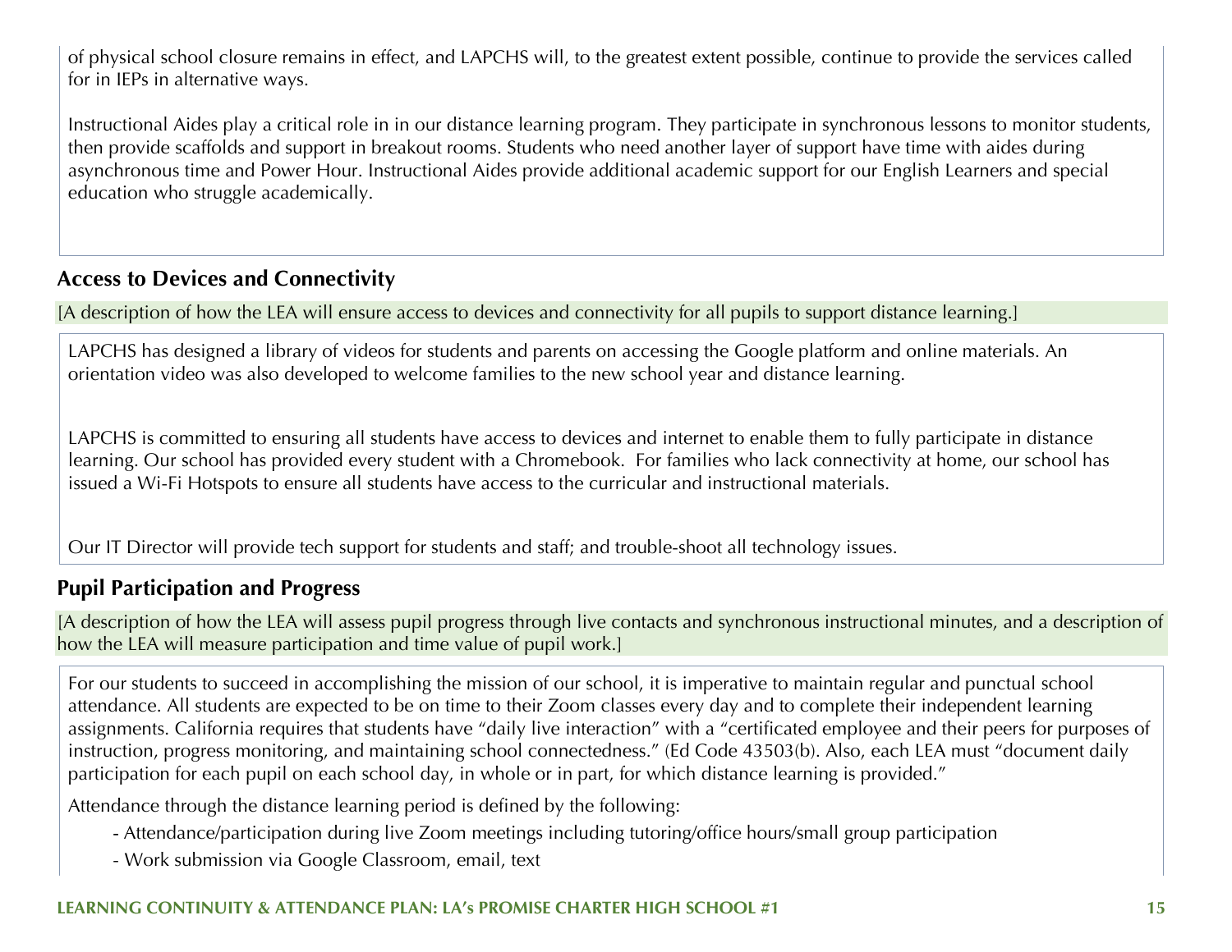of physical school closure remains in effect, and LAPCHS will, to the greatest extent possible, continue to provide the services called for in IEPs in alternative ways.

Instructional Aides play a critical role in in our distance learning program. They participate in synchronous lessons to monitor students, then provide scaffolds and support in breakout rooms. Students who need another layer of support have time with aides during asynchronous time and Power Hour. Instructional Aides provide additional academic support for our English Learners and special education who struggle academically.

## Access to Devices and Connectivity

[A description of how the LEA will ensure access to devices and connectivity for all pupils to support distance learning.]

LAPCHS has designed a library of videos for students and parents on accessing the Google platform and online materials. An orientation video was also developed to welcome families to the new school year and distance learning.

LAPCHS is committed to ensuring all students have access to devices and internet to enable them to fully participate in distance learning. Our school has provided every student with a Chromebook. For families who lack connectivity at home, our school has issued a Wi-Fi Hotspots to ensure all students have access to the curricular and instructional materials.

Our IT Director will provide tech support for students and staff; and trouble-shoot all technology issues.

## Pupil Participation and Progress

[A description of how the LEA will assess pupil progress through live contacts and synchronous instructional minutes, and a description of how the LEA will measure participation and time value of pupil work.]

For our students to succeed in accomplishing the mission of our school, it is imperative to maintain regular and punctual school attendance. All students are expected to be on time to their Zoom classes every day and to complete their independent learning assignments. California requires that students have "daily live interaction" with a "certificated employee and their peers for purposes of instruction, progress monitoring, and maintaining school connectedness." (Ed Code 43503(b). Also, each LEA must "document daily participation for each pupil on each school day, in whole or in part, for which distance learning is provided."

Attendance through the distance learning period is defined by the following:

- Attendance/participation during live Zoom meetings including tutoring/office hours/small group participation
- Work submission via Google Classroom, email, text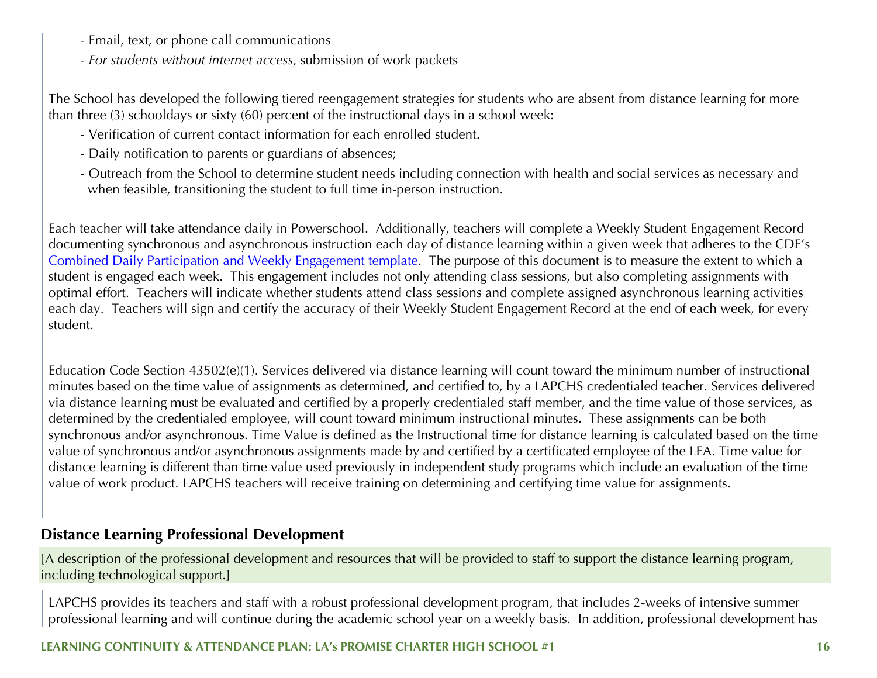- Email, text, or phone call communications
- *For students without internet access*, submission of work packets

The School has developed the following tiered reengagement strategies for students who are absent from distance learning for more than three (3) schooldays or sixty (60) percent of the instructional days in a school week:

- Verification of current contact information for each enrolled student.
- Daily notification to parents or guardians of absences;
- Outreach from the School to determine student needs including connection with health and social services as necessary and when feasible, transitioning the student to full time in-person instruction.

Each teacher will take attendance daily in Powerschool. Additionally, teachers will complete a Weekly Student Engagement Record documenting synchronous and asynchronous instruction each day of distance learning within a given week that adheres to the CDE's [Combined Daily Participation and Weekly Engagement template](). The purpose of this document is to measure the extent to which a student is engaged each week. This engagement includes not only attending class sessions, but also completing assignments with optimal effort. Teachers will indicate whether students attend class sessions and complete assigned asynchronous learning activities each day. Teachers will sign and certify the accuracy of their Weekly Student Engagement Record at the end of each week, for every student.

Education Code Section 43502(e)(1). Services delivered via distance learning will count toward the minimum number of instructional minutes based on the time value of assignments as determined, and certified to, by a LAPCHS credentialed teacher. Services delivered via distance learning must be evaluated and certified by a properly credentialed staff member, and the time value of those services, as determined by the credentialed employee, will count toward minimum instructional minutes. These assignments can be both synchronous and/or asynchronous. Time Value is defined as the Instructional time for distance learning is calculated based on the time value of synchronous and/or asynchronous assignments made by and certified by a certificated employee of the LEA. Time value for distance learning is different than time value used previously in independent study programs which include an evaluation of the time value of work product. LAPCHS teachers will receive training on determining and certifying time value for assignments.

## Distance Learning Professional Development

[A description of the professional development and resources that will be provided to staff to support the distance learning program, including technological support.]

LAPCHS provides its teachers and staff with a robust professional development program, that includes 2-weeks of intensive summer professional learning and will continue during the academic school year on a weekly basis. In addition, professional development has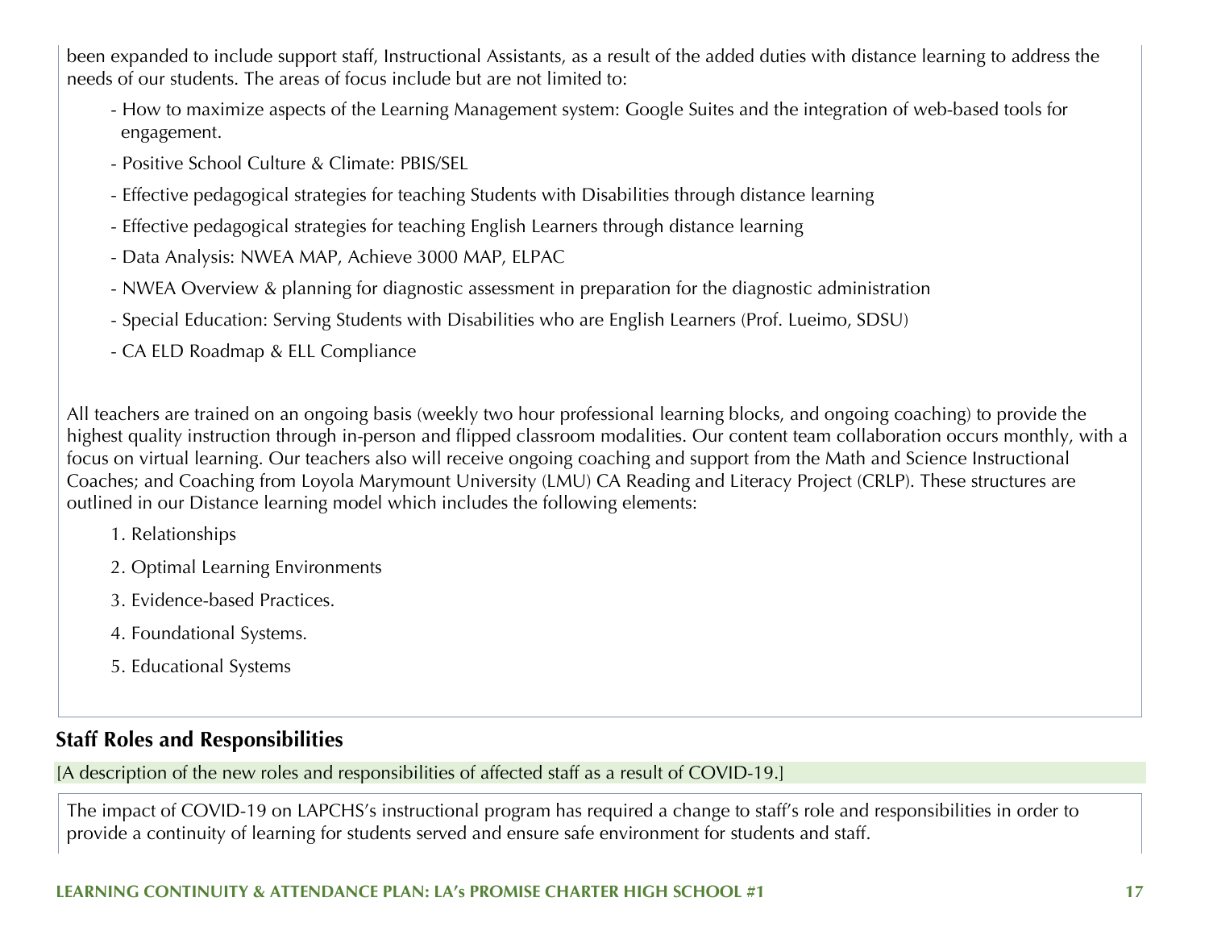been expanded to include support staff, Instructional Assistants, as a result of the added duties with distance learning to address the needs of our students. The areas of focus include but are not limited to:

- How to maximize aspects of the Learning Management system: Google Suites and the integration of web-based tools for engagement.
- Positive School Culture & Climate: PBIS/SEL
- Effective pedagogical strategies for teaching Students with Disabilities through distance learning
- Effective pedagogical strategies for teaching English Learners through distance learning
- Data Analysis: NWEA MAP, Achieve 3000 MAP, ELPAC
- NWEA Overview & planning for diagnostic assessment in preparation for the diagnostic administration
- Special Education: Serving Students with Disabilities who are English Learners (Prof. Lueimo, SDSU)
- CA ELD Roadmap & ELL Compliance

All teachers are trained on an ongoing basis (weekly two hour professional learning blocks, and ongoing coaching) to provide the highest quality instruction through in-person and flipped classroom modalities. Our content team collaboration occurs monthly, with a focus on virtual learning. Our teachers also will receive ongoing coaching and support from the Math and Science Instructional Coaches; and Coaching from Loyola Marymount University (LMU) CA Reading and Literacy Project (CRLP). These structures are outlined in our Distance learning model which includes the following elements:

1. Relationships
2. Optimal Learning Environments
3. Evidence-based Practices.
4. Foundational Systems.
5. Educational Systems

## Staff Roles and Responsibilities

[A description of the new roles and responsibilities of affected staff as a result of COVID-19.]

The impact of COVID-19 on LAPCHS's instructional program has required a change to staff's role and responsibilities in order to provide a continuity of learning for students served and ensure safe environment for students and staff.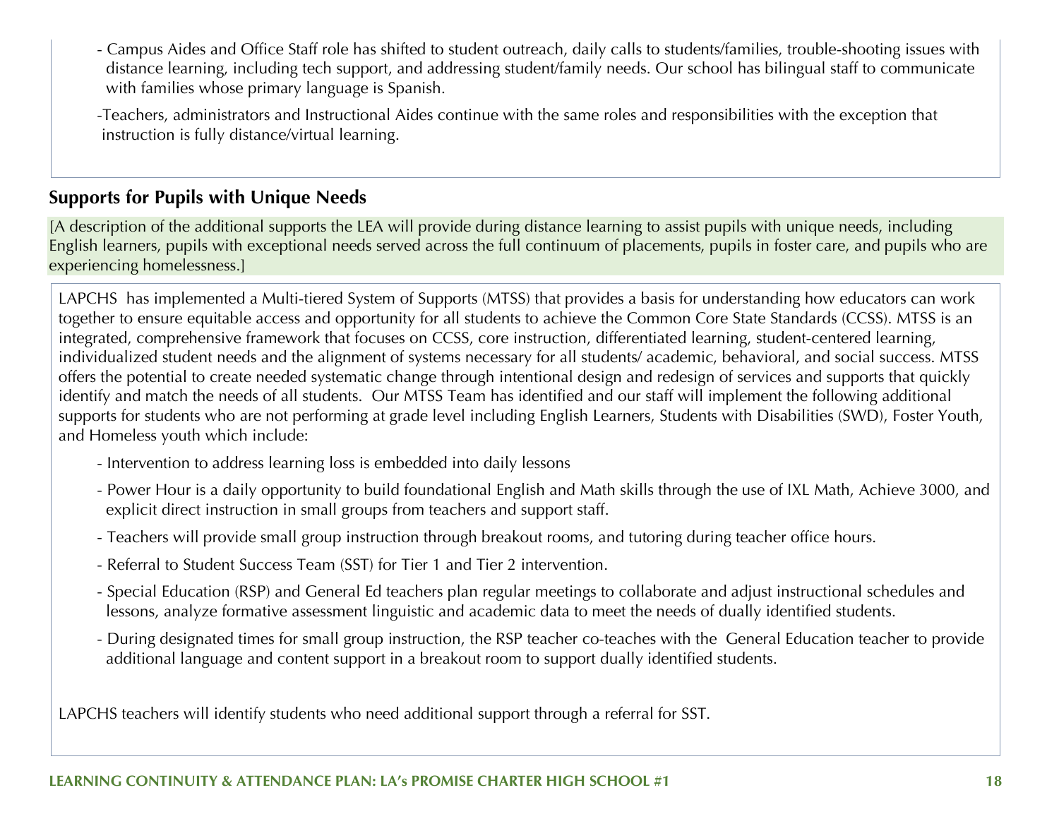- Campus Aides and Office Staff role has shifted to student outreach, daily calls to students/families, trouble-shooting issues with distance learning, including tech support, and addressing student/family needs. Our school has bilingual staff to communicate with families whose primary language is Spanish.

-Teachers, administrators and Instructional Aides continue with the same roles and responsibilities with the exception that instruction is fully distance/virtual learning.

## Supports for Pupils with Unique Needs

[A description of the additional supports the LEA will provide during distance learning to assist pupils with unique needs, including English learners, pupils with exceptional needs served across the full continuum of placements, pupils in foster care, and pupils who are experiencing homelessness.]

LAPCHS has implemented a Multi-tiered System of Supports (MTSS) that provides a basis for understanding how educators can work together to ensure equitable access and opportunity for all students to achieve the Common Core State Standards (CCSS). MTSS is an integrated, comprehensive framework that focuses on CCSS, core instruction, differentiated learning, student-centered learning, individualized student needs and the alignment of systems necessary for all students/ academic, behavioral, and social success. MTSS offers the potential to create needed systematic change through intentional design and redesign of services and supports that quickly identify and match the needs of all students. Our MTSS Team has identified and our staff will implement the following additional supports for students who are not performing at grade level including English Learners, Students with Disabilities (SWD), Foster Youth, and Homeless youth which include:

- Intervention to address learning loss is embedded into daily lessons
- Power Hour is a daily opportunity to build foundational English and Math skills through the use of IXL Math, Achieve 3000, and explicit direct instruction in small groups from teachers and support staff.
- Teachers will provide small group instruction through breakout rooms, and tutoring during teacher office hours.
- Referral to Student Success Team (SST) for Tier 1 and Tier 2 intervention.
- Special Education (RSP) and General Ed teachers plan regular meetings to collaborate and adjust instructional schedules and lessons, analyze formative assessment linguistic and academic data to meet the needs of dually identified students.
- During designated times for small group instruction, the RSP teacher co-teaches with the General Education teacher to provide additional language and content support in a breakout room to support dually identified students.

LAPCHS teachers will identify students who need additional support through a referral for SST.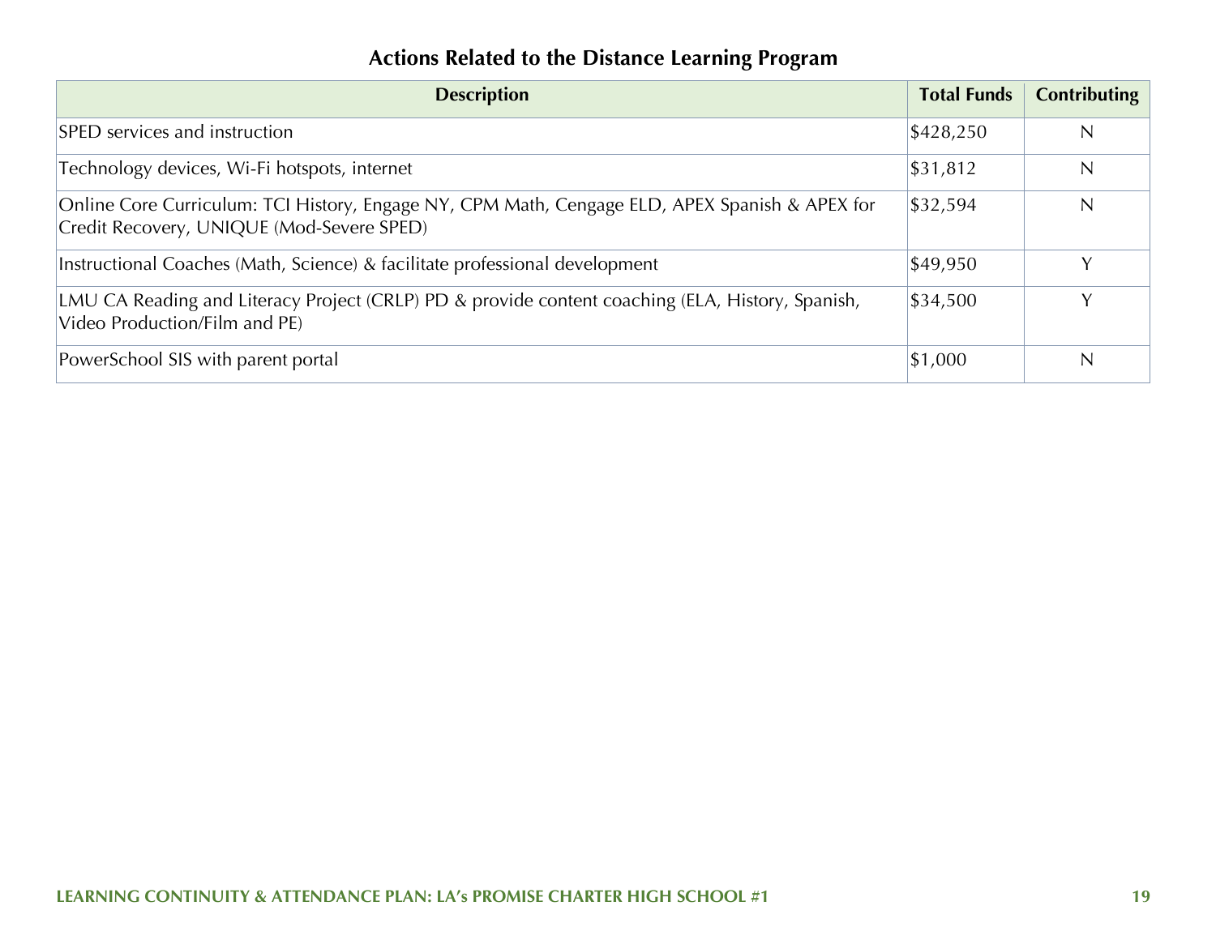## Actions Related to the Distance Learning Program

| Description | Total Funds | Contributing |
| --- | --- | --- |
| SPED services and instruction | $428,250 | N |
| Technology devices, Wi-Fi hotspots, internet | $31,812 | N |
| Online Core Curriculum: TCI History, Engage NY, CPM Math, Cengage ELD, APEX Spanish & APEX for Credit Recovery, UNIQUE (Mod-Severe SPED) | $32,594 | N |
| Instructional Coaches (Math, Science) & facilitate professional development | $49,950 | Y |
| LMU CA Reading and Literacy Project (CRLP) PD & provide content coaching (ELA, History, Spanish, Video Production/Film and PE) | $34,500 | Y |
| PowerSchool SIS with parent portal | $1,000 | N |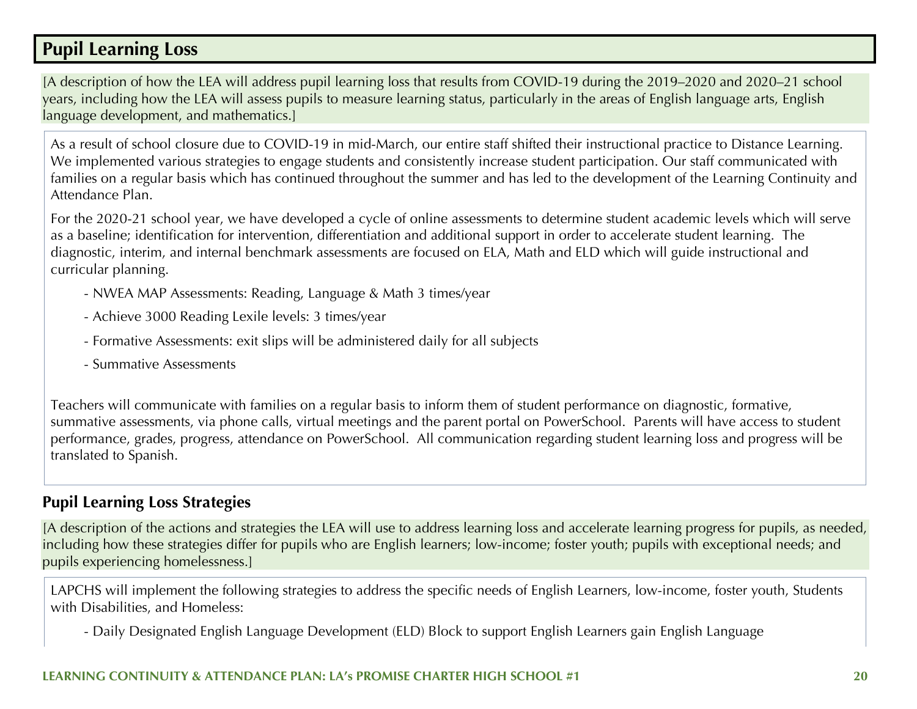## Pupil Learning Loss

[A description of how the LEA will address pupil learning loss that results from COVID-19 during the 2019–2020 and 2020–21 school years, including how the LEA will assess pupils to measure learning status, particularly in the areas of English language arts, English language development, and mathematics.]

As a result of school closure due to COVID-19 in mid-March, our entire staff shifted their instructional practice to Distance Learning. We implemented various strategies to engage students and consistently increase student participation. Our staff communicated with families on a regular basis which has continued throughout the summer and has led to the development of the Learning Continuity and Attendance Plan.

For the 2020-21 school year, we have developed a cycle of online assessments to determine student academic levels which will serve as a baseline; identification for intervention, differentiation and additional support in order to accelerate student learning. The diagnostic, interim, and internal benchmark assessments are focused on ELA, Math and ELD which will guide instructional and curricular planning.

- NWEA MAP Assessments: Reading, Language & Math 3 times/year
- Achieve 3000 Reading Lexile levels: 3 times/year
- Formative Assessments: exit slips will be administered daily for all subjects
- Summative Assessments

Teachers will communicate with families on a regular basis to inform them of student performance on diagnostic, formative, summative assessments, via phone calls, virtual meetings and the parent portal on PowerSchool. Parents will have access to student performance, grades, progress, attendance on PowerSchool. All communication regarding student learning loss and progress will be translated to Spanish.

### Pupil Learning Loss Strategies

[A description of the actions and strategies the LEA will use to address learning loss and accelerate learning progress for pupils, as needed, including how these strategies differ for pupils who are English learners; low-income; foster youth; pupils with exceptional needs; and pupils experiencing homelessness.]

LAPCHS will implement the following strategies to address the specific needs of English Learners, low-income, foster youth, Students with Disabilities, and Homeless:

- Daily Designated English Language Development (ELD) Block to support English Learners gain English Language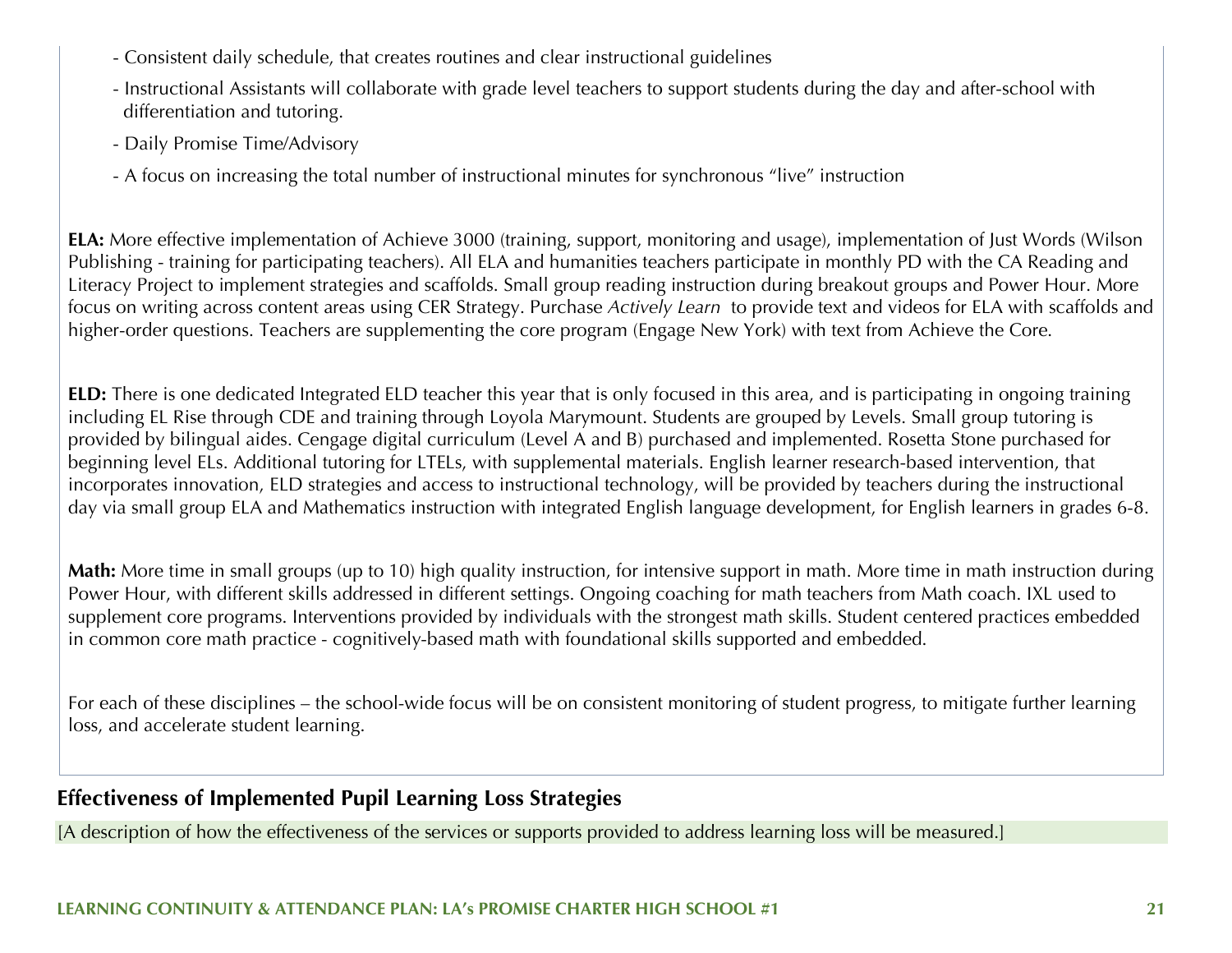- Consistent daily schedule, that creates routines and clear instructional guidelines
- Instructional Assistants will collaborate with grade level teachers to support students during the day and after-school with differentiation and tutoring.
- Daily Promise Time/Advisory
- A focus on increasing the total number of instructional minutes for synchronous "live" instruction

**ELA:** More effective implementation of Achieve 3000 (training, support, monitoring and usage), implementation of Just Words (Wilson Publishing - training for participating teachers). All ELA and humanities teachers participate in monthly PD with the CA Reading and Literacy Project to implement strategies and scaffolds. Small group reading instruction during breakout groups and Power Hour. More focus on writing across content areas using CER Strategy. Purchase *Actively Learn* to provide text and videos for ELA with scaffolds and higher-order questions. Teachers are supplementing the core program (Engage New York) with text from Achieve the Core.

**ELD:** There is one dedicated Integrated ELD teacher this year that is only focused in this area, and is participating in ongoing training including EL Rise through CDE and training through Loyola Marymount. Students are grouped by Levels. Small group tutoring is provided by bilingual aides. Cengage digital curriculum (Level A and B) purchased and implemented. Rosetta Stone purchased for beginning level ELs. Additional tutoring for LTELs, with supplemental materials. English learner research-based intervention, that incorporates innovation, ELD strategies and access to instructional technology, will be provided by teachers during the instructional day via small group ELA and Mathematics instruction with integrated English language development, for English learners in grades 6-8.

**Math:** More time in small groups (up to 10) high quality instruction, for intensive support in math. More time in math instruction during Power Hour, with different skills addressed in different settings. Ongoing coaching for math teachers from Math coach. IXL used to supplement core programs. Interventions provided by individuals with the strongest math skills. Student centered practices embedded in common core math practice - cognitively-based math with foundational skills supported and embedded.

For each of these disciplines – the school-wide focus will be on consistent monitoring of student progress, to mitigate further learning loss, and accelerate student learning.

## Effectiveness of Implemented Pupil Learning Loss Strategies

[A description of how the effectiveness of the services or supports provided to address learning loss will be measured.]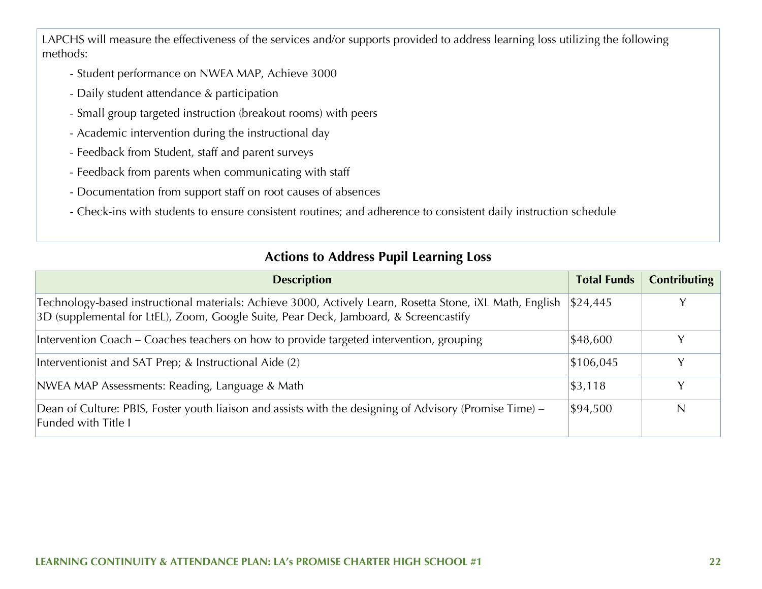LAPCHS will measure the effectiveness of the services and/or supports provided to address learning loss utilizing the following methods:

- Student performance on NWEA MAP, Achieve 3000
- Daily student attendance & participation
- Small group targeted instruction (breakout rooms) with peers
- Academic intervention during the instructional day
- Feedback from Student, staff and parent surveys
- Feedback from parents when communicating with staff
- Documentation from support staff on root causes of absences
- Check-ins with students to ensure consistent routines; and adherence to consistent daily instruction schedule

## Actions to Address Pupil Learning Loss

| Description | Total Funds | Contributing |
|---|---|---|
| Technology-based instructional materials: Achieve 3000, Actively Learn, Rosetta Stone, iXL Math, English 3D (supplemental for LtEL), Zoom, Google Suite, Pear Deck, Jamboard, & Screencastify | $24,445 | Y |
| Intervention Coach – Coaches teachers on how to provide targeted intervention, grouping | $48,600 | Y |
| Interventionist and SAT Prep; & Instructional Aide (2) | $106,045 | Y |
| NWEA MAP Assessments: Reading, Language & Math | $3,118 | Y |
| Dean of Culture: PBIS, Foster youth liaison and assists with the designing of Advisory (Promise Time) – Funded with Title I | $94,500 | N |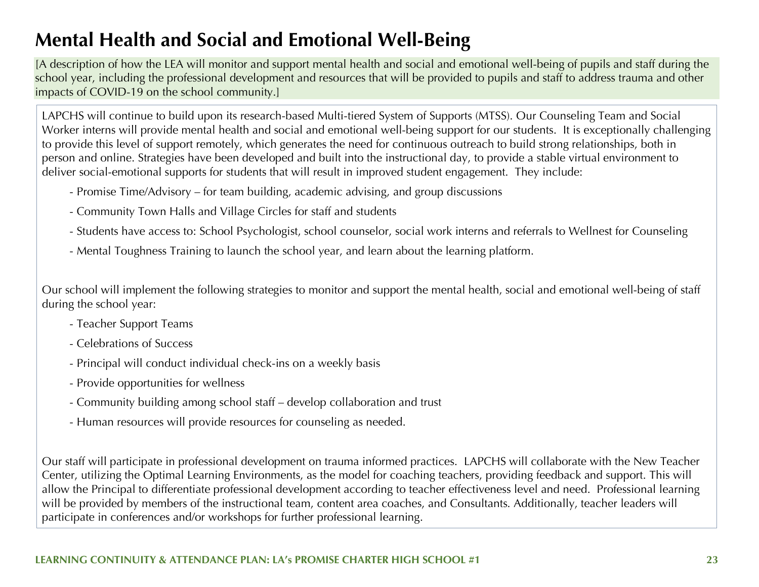# Mental Health and Social and Emotional Well-Being

[A description of how the LEA will monitor and support mental health and social and emotional well-being of pupils and staff during the school year, including the professional development and resources that will be provided to pupils and staff to address trauma and other impacts of COVID-19 on the school community.]

LAPCHS will continue to build upon its research-based Multi-tiered System of Supports (MTSS). Our Counseling Team and Social Worker interns will provide mental health and social and emotional well-being support for our students. It is exceptionally challenging to provide this level of support remotely, which generates the need for continuous outreach to build strong relationships, both in person and online. Strategies have been developed and built into the instructional day, to provide a stable virtual environment to deliver social-emotional supports for students that will result in improved student engagement. They include:

- Promise Time/Advisory – for team building, academic advising, and group discussions
- Community Town Halls and Village Circles for staff and students
- Students have access to: School Psychologist, school counselor, social work interns and referrals to Wellnest for Counseling
- Mental Toughness Training to launch the school year, and learn about the learning platform.

Our school will implement the following strategies to monitor and support the mental health, social and emotional well-being of staff during the school year:

- Teacher Support Teams
- Celebrations of Success
- Principal will conduct individual check-ins on a weekly basis
- Provide opportunities for wellness
- Community building among school staff – develop collaboration and trust
- Human resources will provide resources for counseling as needed.

Our staff will participate in professional development on trauma informed practices. LAPCHS will collaborate with the New Teacher Center, utilizing the Optimal Learning Environments, as the model for coaching teachers, providing feedback and support. This will allow the Principal to differentiate professional development according to teacher effectiveness level and need. Professional learning will be provided by members of the instructional team, content area coaches, and Consultants. Additionally, teacher leaders will participate in conferences and/or workshops for further professional learning.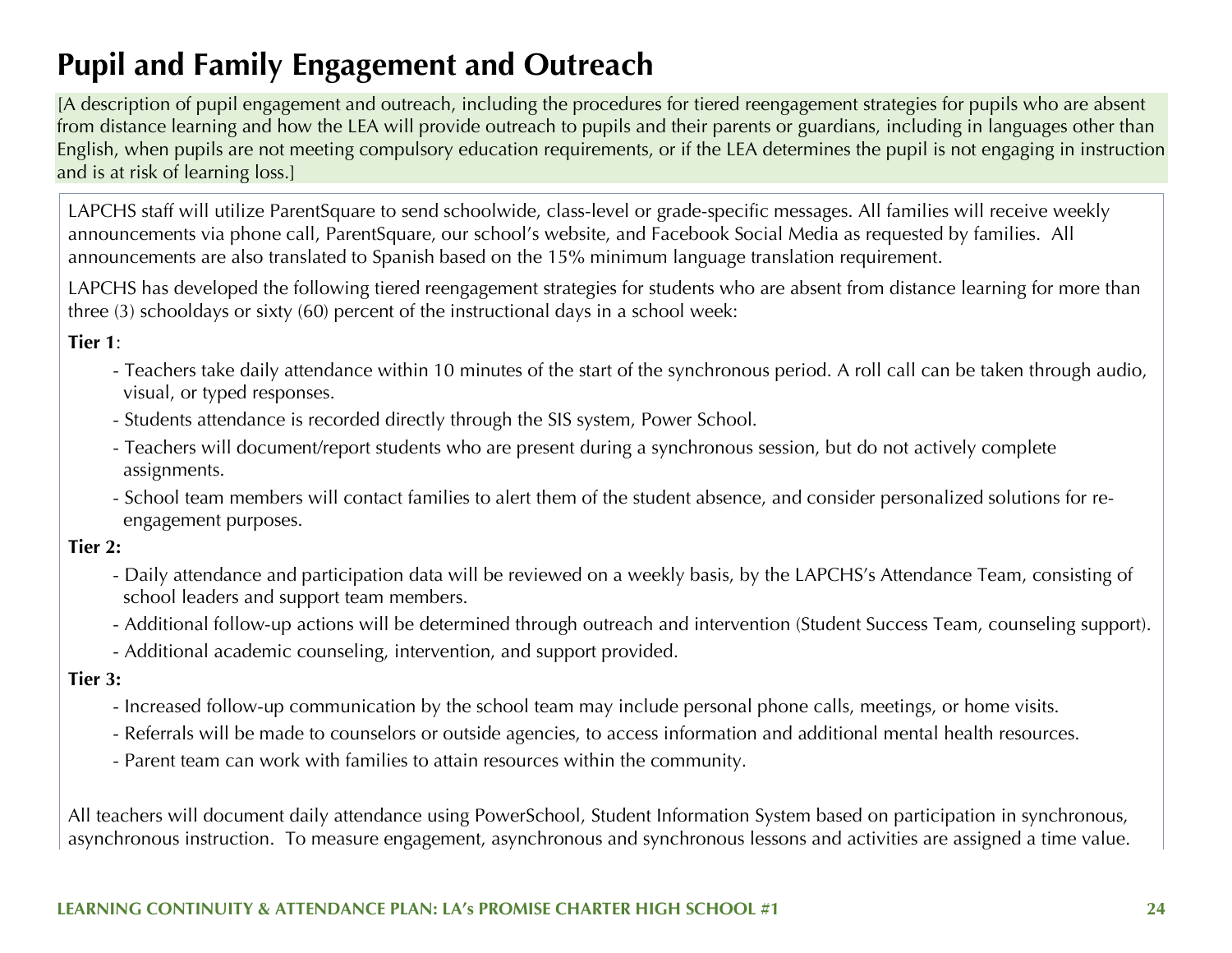# Pupil and Family Engagement and Outreach

[A description of pupil engagement and outreach, including the procedures for tiered reengagement strategies for pupils who are absent from distance learning and how the LEA will provide outreach to pupils and their parents or guardians, including in languages other than English, when pupils are not meeting compulsory education requirements, or if the LEA determines the pupil is not engaging in instruction and is at risk of learning loss.]

LAPCHS staff will utilize ParentSquare to send schoolwide, class-level or grade-specific messages. All families will receive weekly announcements via phone call, ParentSquare, our school's website, and Facebook Social Media as requested by families. All announcements are also translated to Spanish based on the 15% minimum language translation requirement.

LAPCHS has developed the following tiered reengagement strategies for students who are absent from distance learning for more than three (3) schooldays or sixty (60) percent of the instructional days in a school week:

**Tier 1**:

- Teachers take daily attendance within 10 minutes of the start of the synchronous period. A roll call can be taken through audio, visual, or typed responses.
- Students attendance is recorded directly through the SIS system, Power School.
- Teachers will document/report students who are present during a synchronous session, but do not actively complete assignments.
- School team members will contact families to alert them of the student absence, and consider personalized solutions for re-engagement purposes.

**Tier 2:**

- Daily attendance and participation data will be reviewed on a weekly basis, by the LAPCHS's Attendance Team, consisting of school leaders and support team members.
- Additional follow-up actions will be determined through outreach and intervention (Student Success Team, counseling support).
- Additional academic counseling, intervention, and support provided.

**Tier 3:**

- Increased follow-up communication by the school team may include personal phone calls, meetings, or home visits.
- Referrals will be made to counselors or outside agencies, to access information and additional mental health resources.
- Parent team can work with families to attain resources within the community.

All teachers will document daily attendance using PowerSchool, Student Information System based on participation in synchronous, asynchronous instruction. To measure engagement, asynchronous and synchronous lessons and activities are assigned a time value.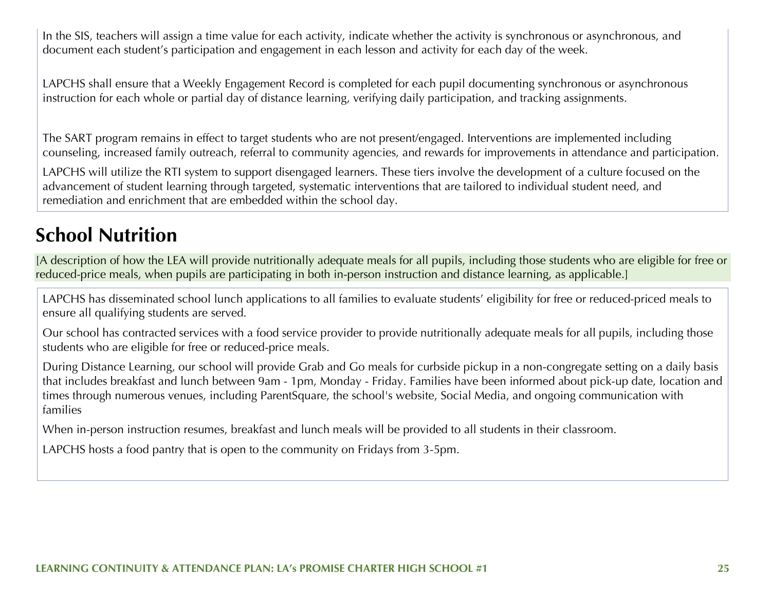In the SIS, teachers will assign a time value for each activity, indicate whether the activity is synchronous or asynchronous, and document each student's participation and engagement in each lesson and activity for each day of the week.

LAPCHS shall ensure that a Weekly Engagement Record is completed for each pupil documenting synchronous or asynchronous instruction for each whole or partial day of distance learning, verifying daily participation, and tracking assignments.

The SART program remains in effect to target students who are not present/engaged. Interventions are implemented including counseling, increased family outreach, referral to community agencies, and rewards for improvements in attendance and participation.

LAPCHS will utilize the RTI system to support disengaged learners. These tiers involve the development of a culture focused on the advancement of student learning through targeted, systematic interventions that are tailored to individual student need, and remediation and enrichment that are embedded within the school day.

## School Nutrition

[A description of how the LEA will provide nutritionally adequate meals for all pupils, including those students who are eligible for free or reduced-price meals, when pupils are participating in both in-person instruction and distance learning, as applicable.]

LAPCHS has disseminated school lunch applications to all families to evaluate students' eligibility for free or reduced-priced meals to ensure all qualifying students are served.

Our school has contracted services with a food service provider to provide nutritionally adequate meals for all pupils, including those students who are eligible for free or reduced-price meals.

During Distance Learning, our school will provide Grab and Go meals for curbside pickup in a non-congregate setting on a daily basis that includes breakfast and lunch between 9am - 1pm, Monday - Friday. Families have been informed about pick-up date, location and times through numerous venues, including ParentSquare, the school's website, Social Media, and ongoing communication with families

When in-person instruction resumes, breakfast and lunch meals will be provided to all students in their classroom.

LAPCHS hosts a food pantry that is open to the community on Fridays from 3-5pm.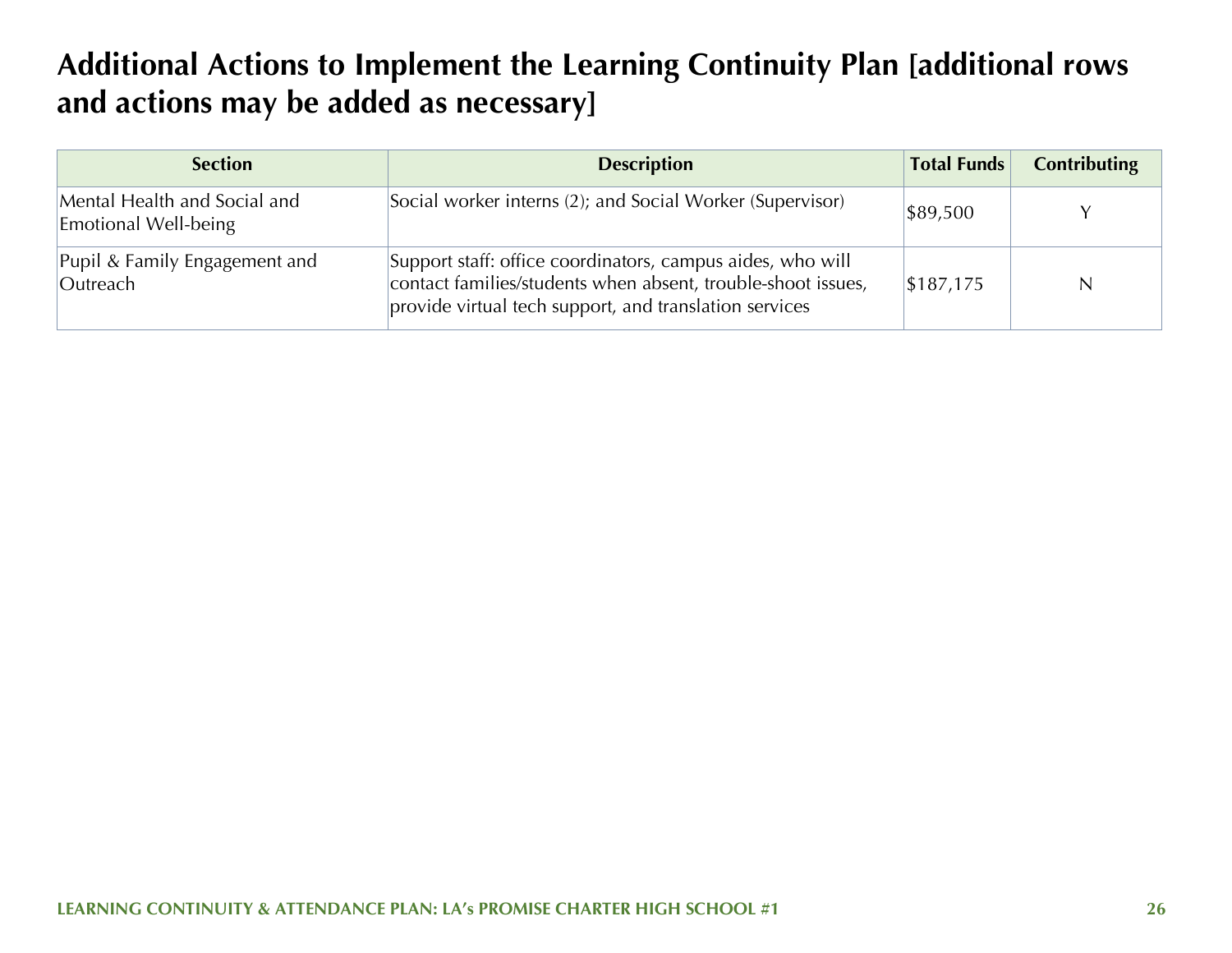## Additional Actions to Implement the Learning Continuity Plan [additional rows and actions may be added as necessary]

| Section | Description | Total Funds | Contributing |
|---|---|---|---|
| Mental Health and Social and Emotional Well-being | Social worker interns (2); and Social Worker (Supervisor) | $89,500 | Y |
| Pupil & Family Engagement and Outreach | Support staff: office coordinators, campus aides, who will contact families/students when absent, trouble-shoot issues, provide virtual tech support, and translation services | $187,175 | N |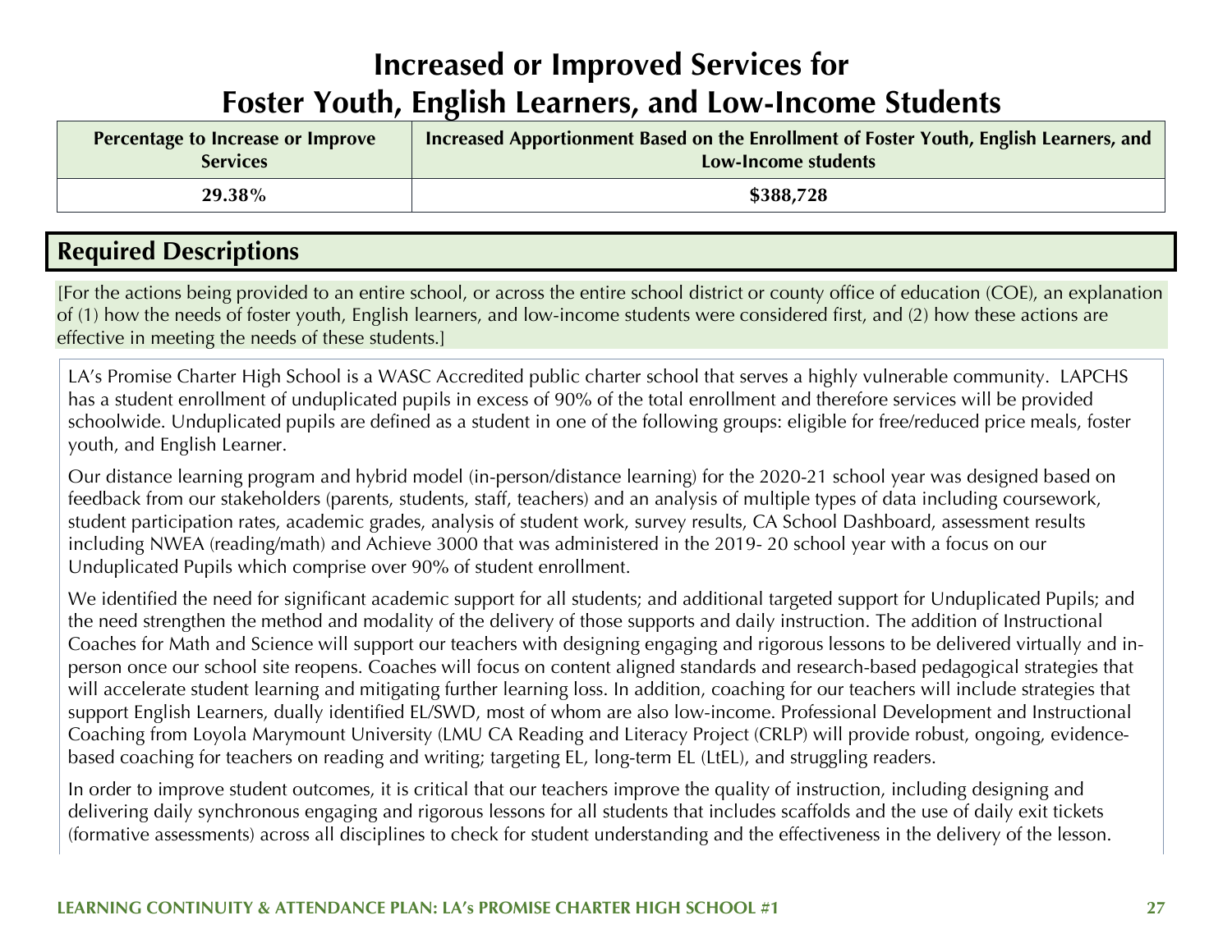# Increased or Improved Services for Foster Youth, English Learners, and Low-Income Students

| Percentage to Increase or Improve Services | Increased Apportionment Based on the Enrollment of Foster Youth, English Learners, and Low-Income students |
|---|---|
| 29.38% | $388,728 |

## Required Descriptions

[For the actions being provided to an entire school, or across the entire school district or county office of education (COE), an explanation of (1) how the needs of foster youth, English learners, and low-income students were considered first, and (2) how these actions are effective in meeting the needs of these students.]

LA's Promise Charter High School is a WASC Accredited public charter school that serves a highly vulnerable community. LAPCHS has a student enrollment of unduplicated pupils in excess of 90% of the total enrollment and therefore services will be provided schoolwide. Unduplicated pupils are defined as a student in one of the following groups: eligible for free/reduced price meals, foster youth, and English Learner.

Our distance learning program and hybrid model (in-person/distance learning) for the 2020-21 school year was designed based on feedback from our stakeholders (parents, students, staff, teachers) and an analysis of multiple types of data including coursework, student participation rates, academic grades, analysis of student work, survey results, CA School Dashboard, assessment results including NWEA (reading/math) and Achieve 3000 that was administered in the 2019- 20 school year with a focus on our Unduplicated Pupils which comprise over 90% of student enrollment.

We identified the need for significant academic support for all students; and additional targeted support for Unduplicated Pupils; and the need strengthen the method and modality of the delivery of those supports and daily instruction. The addition of Instructional Coaches for Math and Science will support our teachers with designing engaging and rigorous lessons to be delivered virtually and in-person once our school site reopens. Coaches will focus on content aligned standards and research-based pedagogical strategies that will accelerate student learning and mitigating further learning loss. In addition, coaching for our teachers will include strategies that support English Learners, dually identified EL/SWD, most of whom are also low-income. Professional Development and Instructional Coaching from Loyola Marymount University (LMU CA Reading and Literacy Project (CRLP) will provide robust, ongoing, evidence-based coaching for teachers on reading and writing; targeting EL, long-term EL (LtEL), and struggling readers.

In order to improve student outcomes, it is critical that our teachers improve the quality of instruction, including designing and delivering daily synchronous engaging and rigorous lessons for all students that includes scaffolds and the use of daily exit tickets (formative assessments) across all disciplines to check for student understanding and the effectiveness in the delivery of the lesson.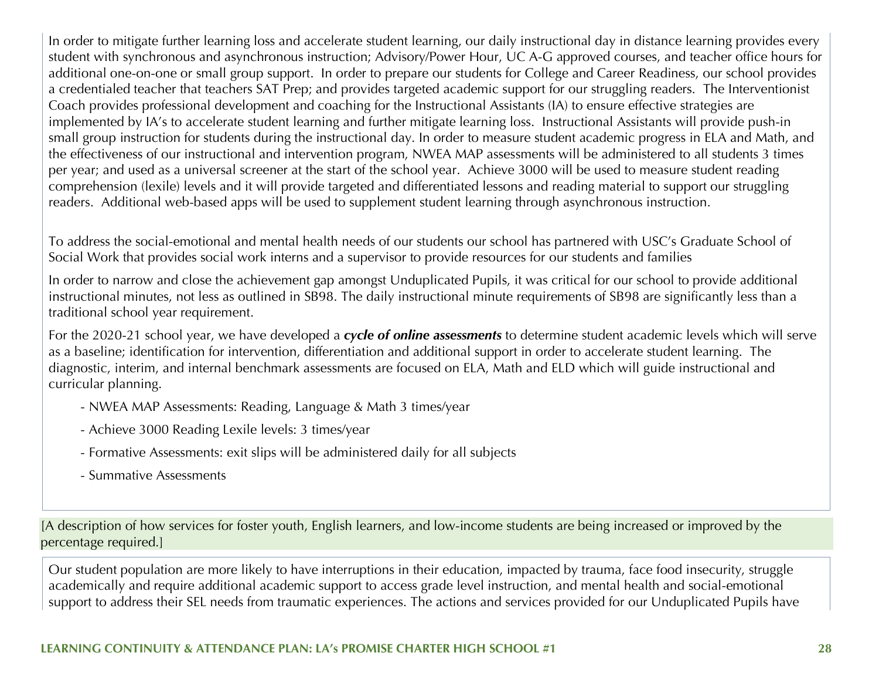In order to mitigate further learning loss and accelerate student learning, our daily instructional day in distance learning provides every student with synchronous and asynchronous instruction; Advisory/Power Hour, UC A-G approved courses, and teacher office hours for additional one-on-one or small group support. In order to prepare our students for College and Career Readiness, our school provides a credentialed teacher that teaches SAT Prep; and provides targeted academic support for our struggling readers. The Interventionist Coach provides professional development and coaching for the Instructional Assistants (IA) to ensure effective strategies are implemented by IA's to accelerate student learning and further mitigate learning loss. Instructional Assistants will provide push-in small group instruction for students during the instructional day. In order to measure student academic progress in ELA and Math, and the effectiveness of our instructional and intervention program, NWEA MAP assessments will be administered to all students 3 times per year; and used as a universal screener at the start of the school year. Achieve 3000 will be used to measure student reading comprehension (lexile) levels and it will provide targeted and differentiated lessons and reading material to support our struggling readers. Additional web-based apps will be used to supplement student learning through asynchronous instruction.

To address the social-emotional and mental health needs of our students our school has partnered with USC's Graduate School of Social Work that provides social work interns and a supervisor to provide resources for our students and families

In order to narrow and close the achievement gap amongst Unduplicated Pupils, it was critical for our school to provide additional instructional minutes, not less as outlined in SB98. The daily instructional minute requirements of SB98 are significantly less than a traditional school year requirement.

For the 2020-21 school year, we have developed a ***cycle of online assessments*** to determine student academic levels which will serve as a baseline; identification for intervention, differentiation and additional support in order to accelerate student learning. The diagnostic, interim, and internal benchmark assessments are focused on ELA, Math and ELD which will guide instructional and curricular planning.

- NWEA MAP Assessments: Reading, Language & Math 3 times/year
- Achieve 3000 Reading Lexile levels: 3 times/year
- Formative Assessments: exit slips will be administered daily for all subjects
- Summative Assessments

[A description of how services for foster youth, English learners, and low-income students are being increased or improved by the percentage required.]

Our student population are more likely to have interruptions in their education, impacted by trauma, face food insecurity, struggle academically and require additional academic support to access grade level instruction, and mental health and social-emotional support to address their SEL needs from traumatic experiences. The actions and services provided for our Unduplicated Pupils have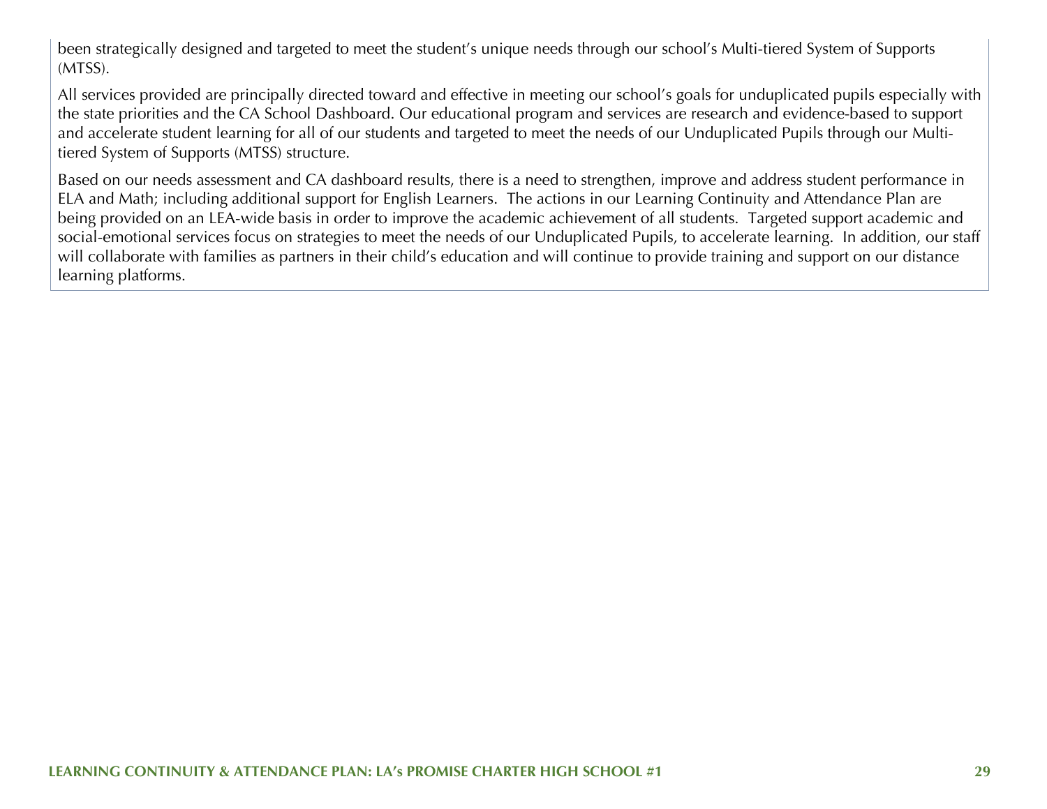been strategically designed and targeted to meet the student's unique needs through our school's Multi-tiered System of Supports (MTSS).

All services provided are principally directed toward and effective in meeting our school's goals for unduplicated pupils especially with the state priorities and the CA School Dashboard. Our educational program and services are research and evidence-based to support and accelerate student learning for all of our students and targeted to meet the needs of our Unduplicated Pupils through our Multi-tiered System of Supports (MTSS) structure.

Based on our needs assessment and CA dashboard results, there is a need to strengthen, improve and address student performance in ELA and Math; including additional support for English Learners. The actions in our Learning Continuity and Attendance Plan are being provided on an LEA-wide basis in order to improve the academic achievement of all students. Targeted support academic and social-emotional services focus on strategies to meet the needs of our Unduplicated Pupils, to accelerate learning. In addition, our staff will collaborate with families as partners in their child's education and will continue to provide training and support on our distance learning platforms.